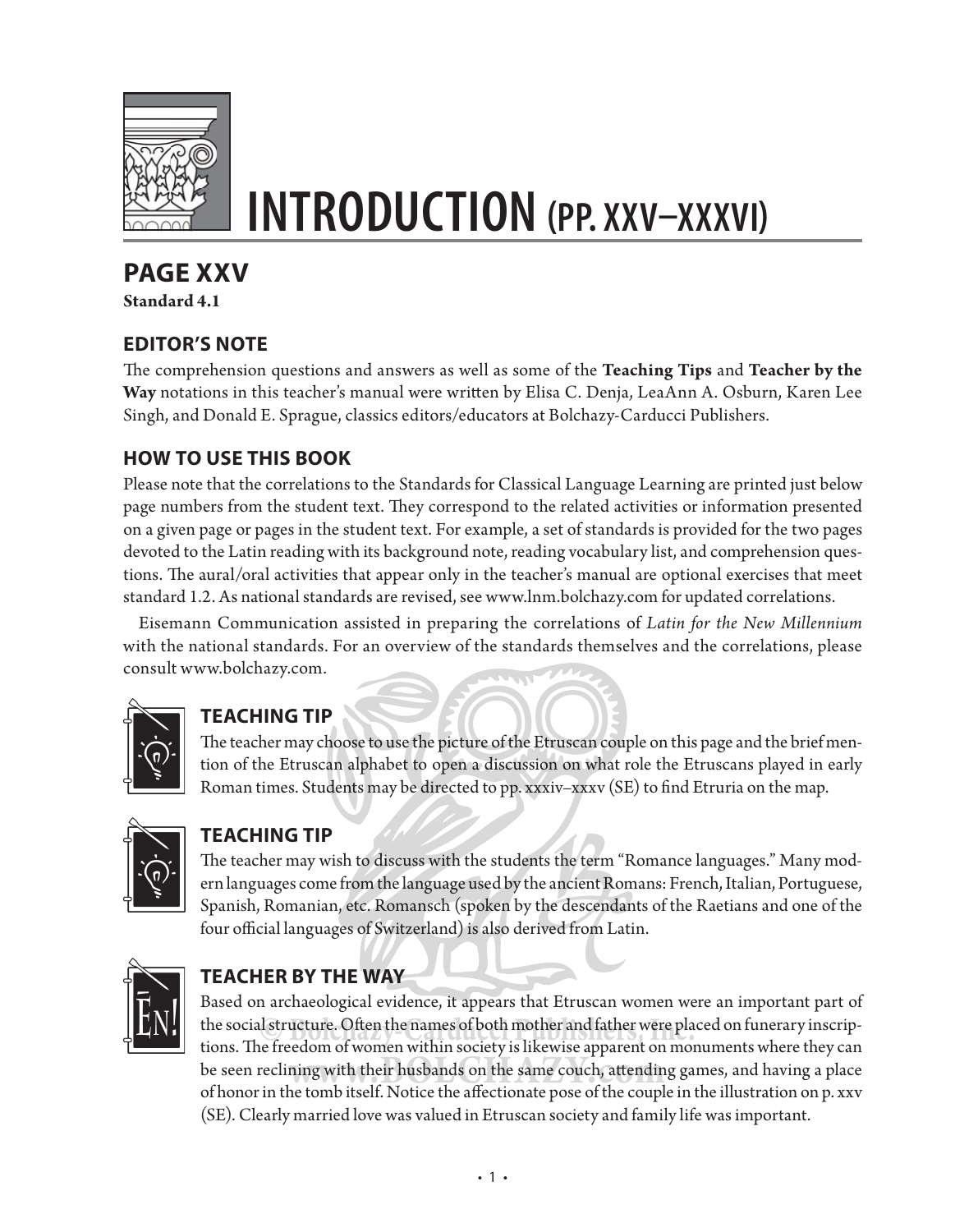# INTRODUCTION (PP. XXV–XXXVI)

## PAGE XXV

**Standard 4.1**

### EDITOR'S NOTE

The comprehension questions and answers as well as some of the **Teaching Tips** and **Teacher by the Way** notations in this teacher's manual were written by Elisa C. Denja, LeaAnn A. Osburn, Karen Lee Singh, and Donald E. Sprague, classics editors/educators at Bolchazy-Carducci Publishers.

### HOW TO USE THIS BOOK

Please note that the correlations to the Standards for Classical Language Learning are printed just below page numbers from the student text. They correspond to the related activities or information presented on a given page or pages in the student text. For example, a set of standards is provided for the two pages devoted to the Latin reading with its background note, reading vocabulary list, and comprehension questions. The aural/oral activities that appear only in the teacher's manual are optional exercises that meet standard 1.2. As national standards are revised, see www.lnm.bolchazy.com for updated correlations.

Eisemann Communication assisted in preparing the correlations of *Latin for the New Millennium* with the national standards. For an overview of the standards themselves and the correlations, please consult www.bolchazy.com.

### TEACHING TIP

The teacher may choose to use the picture of the Etruscan couple on this page and the brief mention of the Etruscan alphabet to open a discussion on what role the Etruscans played in early Roman times. Students may be directed to pp. xxxiv–xxxv (SE) to find Etruria on the map.

### TEACHING TIP

The teacher may wish to discuss with the students the term "Romance languages." Many modern languages come from the language used by the ancient Romans: French, Italian, Portuguese, Spanish, Romanian, etc. Romansch (spoken by the descendants of the Raetians and one of the four official languages of Switzerland) is also derived from Latin.

### TEACHER BY THE WAY

Based on archaeological evidence, it appears that Etruscan women were an important part of the social structure. Often the names of both mother and father were placed on funerary inscriptions. The freedom of women within society is likewise apparent on monuments where they can be seen reclining with their husbands on the same couch, attending games, and having a place of honor in the tomb itself. Notice the affectionate pose of the couple in the illustration on p. xxv (SE). Clearly married love was valued in Etruscan society and family life was important.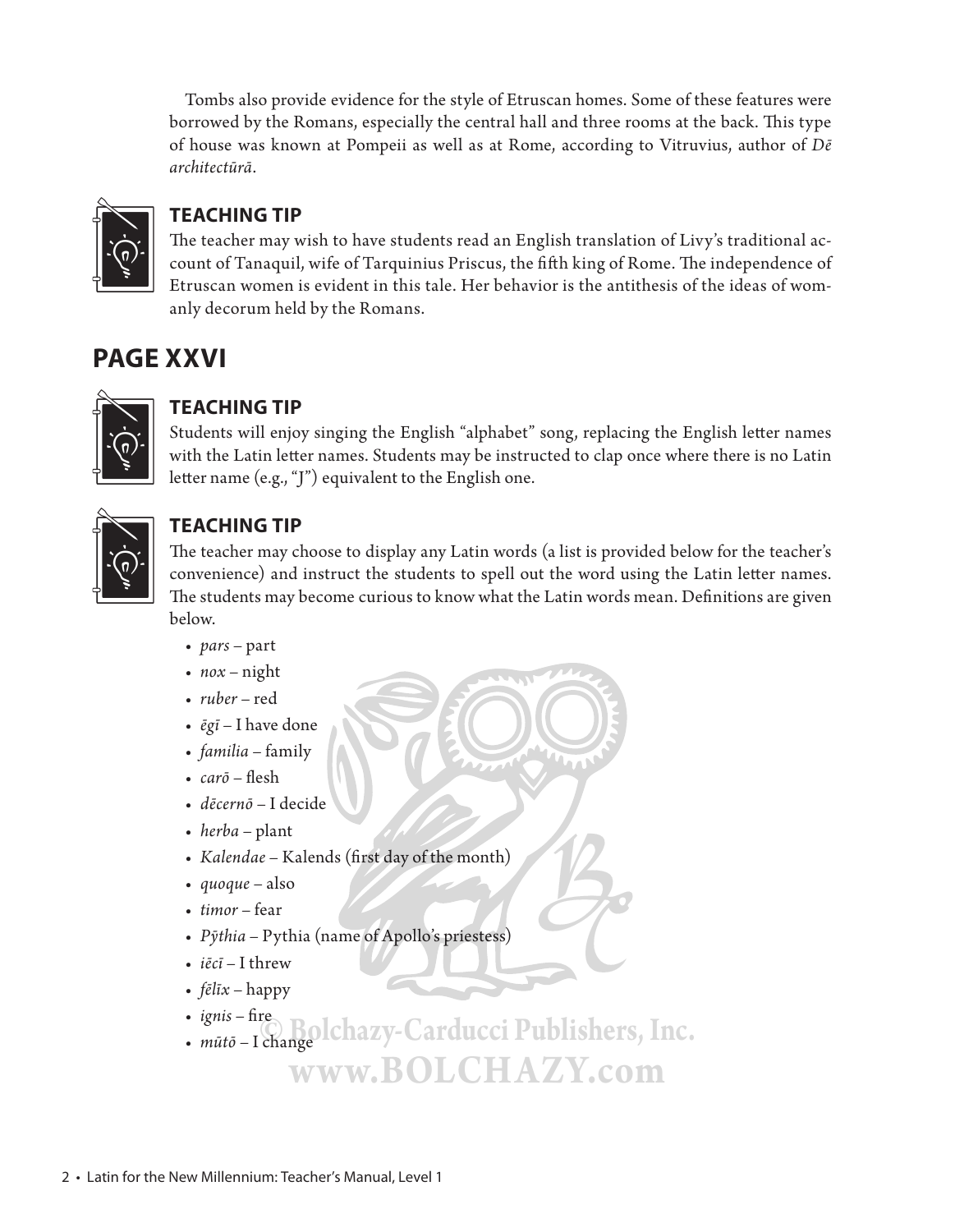Tombs also provide evidence for the style of Etruscan homes. Some of these features were borrowed by the Romans, especially the central hall and three rooms at the back. This type of house was known at Pompeii as well as at Rome, according to Vitruvius, author of *Dē architectūrā*.

### TEACHING TIP

The teacher may wish to have students read an English translation of Livy's traditional account of Tanaquil, wife of Tarquinius Priscus, the fifth king of Rome. The independence of Etruscan women is evident in this tale. Her behavior is the antithesis of the ideas of womanly decorum held by the Romans.

## PAGE XXVI

### TEACHING TIP

Students will enjoy singing the English "alphabet" song, replacing the English letter names with the Latin letter names. Students may be instructed to clap once where there is no Latin letter name (e.g., "J") equivalent to the English one.

### TEACHING TIP

The teacher may choose to display any Latin words (a list is provided below for the teacher's convenience) and instruct the students to spell out the word using the Latin letter names. The students may become curious to know what the Latin words mean. Definitions are given below.

- *pars* – part
- *nox* – night
- *ruber* – red
- *ēgī* – I have done
- *familia* – family
- *carō* – flesh
- *dēcernō* – I decide
- *herba* – plant
- *Kalendae* – Kalends (first day of the month)
- *quoque* – also
- *timor* – fear
- *Pȳthia* – Pythia (name of Apollo's priestess)
- *iēcī* – I threw
- *fēlīx* – happy
- *ignis* – fire
- *mūtō* – I change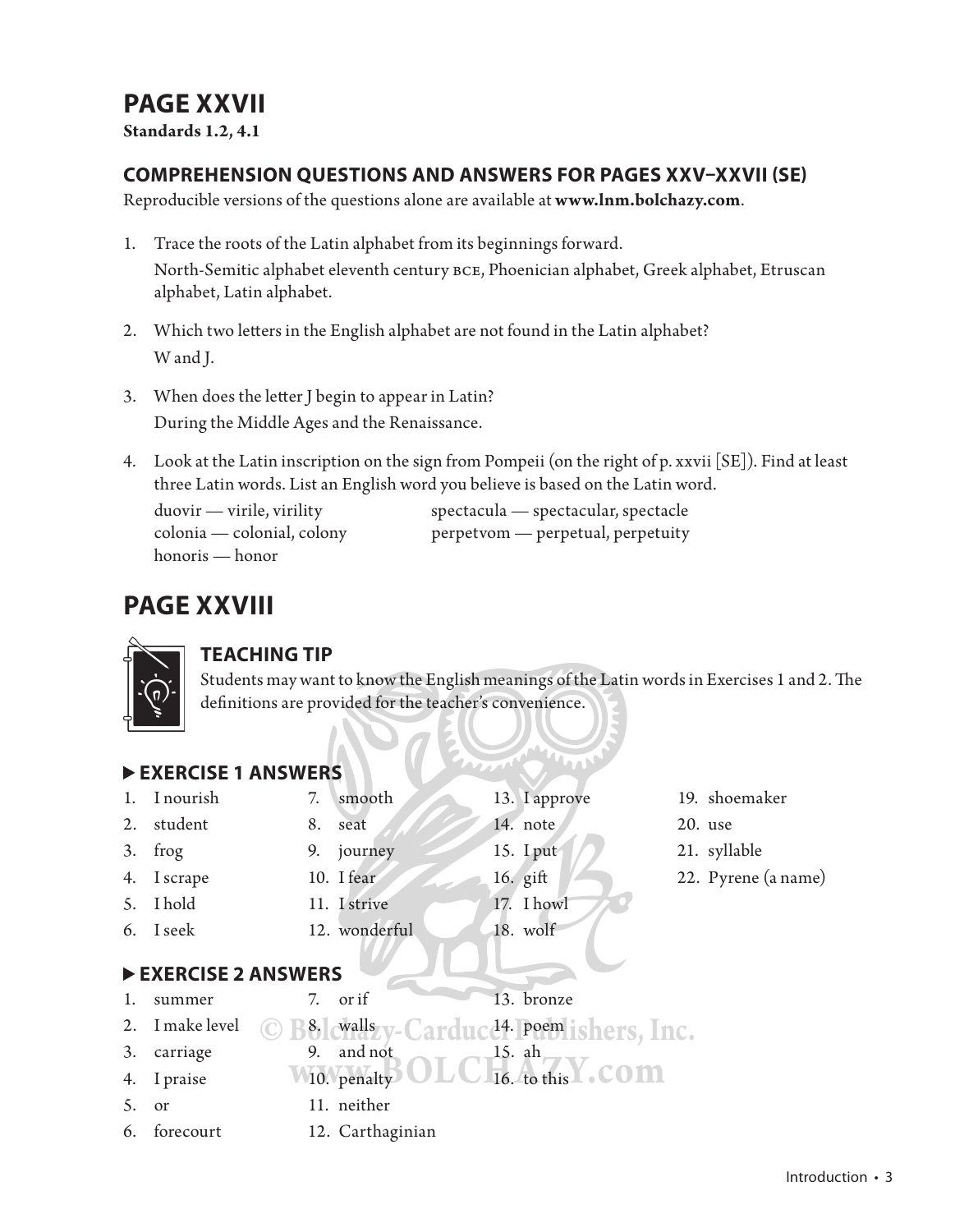# PAGE XXVII

**Standards 1.2, 4.1**

## COMPREHENSION QUESTIONS AND ANSWERS FOR PAGES XXV–XXVII (SE)

Reproducible versions of the questions alone are available at **www.lnm.bolchazy.com**.

1. Trace the roots of the Latin alphabet from its beginnings forward.

   North-Semitic alphabet eleventh century BCE, Phoenician alphabet, Greek alphabet, Etruscan alphabet, Latin alphabet.

2. Which two letters in the English alphabet are not found in the Latin alphabet?

   W and J.

3. When does the letter J begin to appear in Latin?

   During the Middle Ages and the Renaissance.

4. Look at the Latin inscription on the sign from Pompeii (on the right of p. xxvii [SE]). Find at least three Latin words. List an English word you believe is based on the Latin word.

   duovir — virile, virility
   colonia — colonial, colony
   honoris — honor
   spectacula — spectacular, spectacle
   perpetvom — perpetual, perpetuity

# PAGE XXVIII

## TEACHING TIP

Students may want to know the English meanings of the Latin words in Exercises 1 and 2. The definitions are provided for the teacher's convenience.

### ▶ EXERCISE 1 ANSWERS

1. I nourish
2. student
3. frog
4. I scrape
5. I hold
6. I seek
7. smooth
8. seat
9. journey
10. I fear
11. I strive
12. wonderful
13. I approve
14. note
15. I put
16. gift
17. I howl
18. wolf
19. shoemaker
20. use
21. syllable
22. Pyrene (a name)

### ▶ EXERCISE 2 ANSWERS

1. summer
2. I make level
3. carriage
4. I praise
5. or
6. forecourt
7. or if
8. walls
9. and not
10. penalty
11. neither
12. Carthaginian
13. bronze
14. poem
15. ah
16. to this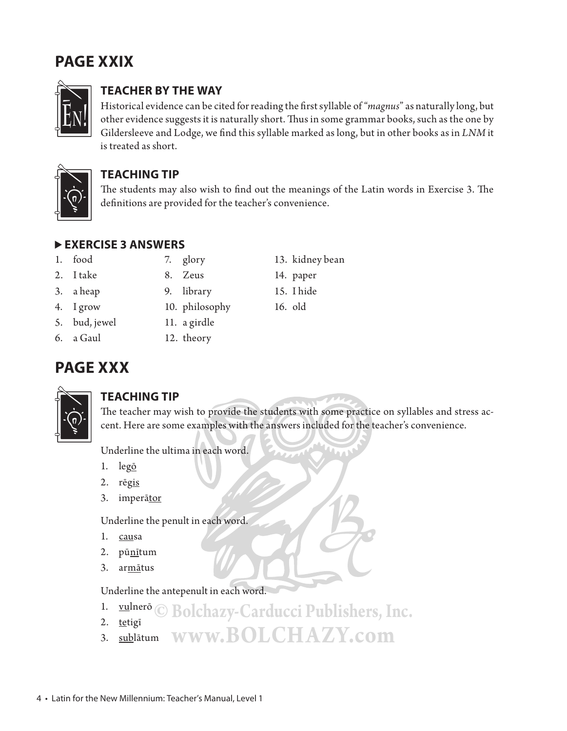## PAGE XXIX

### TEACHER BY THE WAY

Historical evidence can be cited for reading the first syllable of "*magnus*" as naturally long, but other evidence suggests it is naturally short. Thus in some grammar books, such as the one by Gildersleeve and Lodge, we find this syllable marked as long, but in other books as in *LNM* it is treated as short.

### TEACHING TIP

The students may also wish to find out the meanings of the Latin words in Exercise 3. The definitions are provided for the teacher's convenience.

### ▶ EXERCISE 3 ANSWERS

1. food
2. I take
3. a heap
4. I grow
5. bud, jewel
6. a Gaul
7. glory
8. Zeus
9. library
10. philosophy
11. a girdle
12. theory
13. kidney bean
14. paper
15. I hide
16. old

## PAGE XXX

### TEACHING TIP

The teacher may wish to provide the students with some practice on syllables and stress accent. Here are some examples with the answers included for the teacher's convenience.

Underline the ultima in each word.

1. leg<u>ō</u>
2. rē<u>gis</u>
3. imperā<u>tor</u>

Underline the penult in each word.

1. <u>cau</u>sa
2. pū<u>nī</u>tum
3. ar<u>mā</u>tus

Underline the antepenult in each word.

1. <u>vu</u>lnerō
2. <u>te</u>tigī
3. <u>sub</u>lātum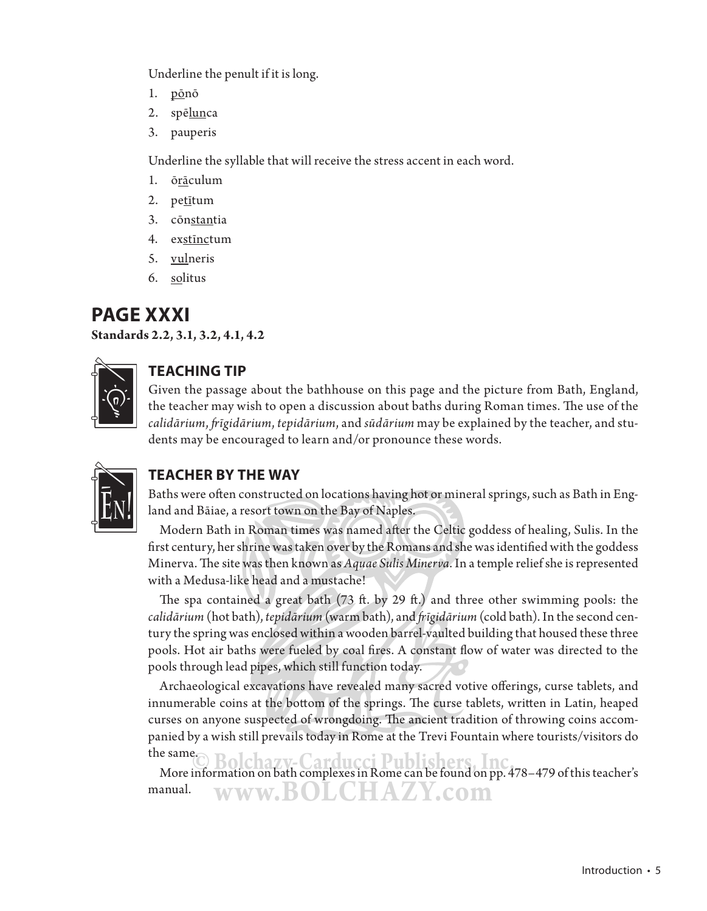Underline the penult if it is long.

1. <u>pō</u>nō
2. spē<u>lun</u>ca
3. pauperis

Underline the syllable that will receive the stress accent in each word.

1. ō<u>rā</u>culum
2. pe<u>tī</u>tum
3. cōn<u>stan</u>tia
4. ex<u>stīnc</u>tum
5. <u>vul</u>neris
6. <u>so</u>litus

# PAGE XXXI

**Standards 2.2, 3.1, 3.2, 4.1, 4.2**

## TEACHING TIP

Given the passage about the bathhouse on this page and the picture from Bath, England, the teacher may wish to open a discussion about baths during Roman times. The use of the *calidārium*, *frīgidārium*, *tepidārium*, and *sūdārium* may be explained by the teacher, and students may be encouraged to learn and/or pronounce these words.

## TEACHER BY THE WAY

Baths were often constructed on locations having hot or mineral springs, such as Bath in England and Bāiae, a resort town on the Bay of Naples.

Modern Bath in Roman times was named after the Celtic goddess of healing, Sulis. In the first century, her shrine was taken over by the Romans and she was identified with the goddess Minerva. The site was then known as *Aquae Sulis Minerva*. In a temple relief she is represented with a Medusa-like head and a mustache!

The spa contained a great bath (73 ft. by 29 ft.) and three other swimming pools: the *calidārium* (hot bath), *tepidārium* (warm bath), and *frīgidārium* (cold bath). In the second century the spring was enclosed within a wooden barrel-vaulted building that housed these three pools. Hot air baths were fueled by coal fires. A constant flow of water was directed to the pools through lead pipes, which still function today.

Archaeological excavations have revealed many sacred votive offerings, curse tablets, and innumerable coins at the bottom of the springs. The curse tablets, written in Latin, heaped curses on anyone suspected of wrongdoing. The ancient tradition of throwing coins accompanied by a wish still prevails today in Rome at the Trevi Fountain where tourists/visitors do the same.

More information on bath complexes in Rome can be found on pp. 478–479 of this teacher's manual.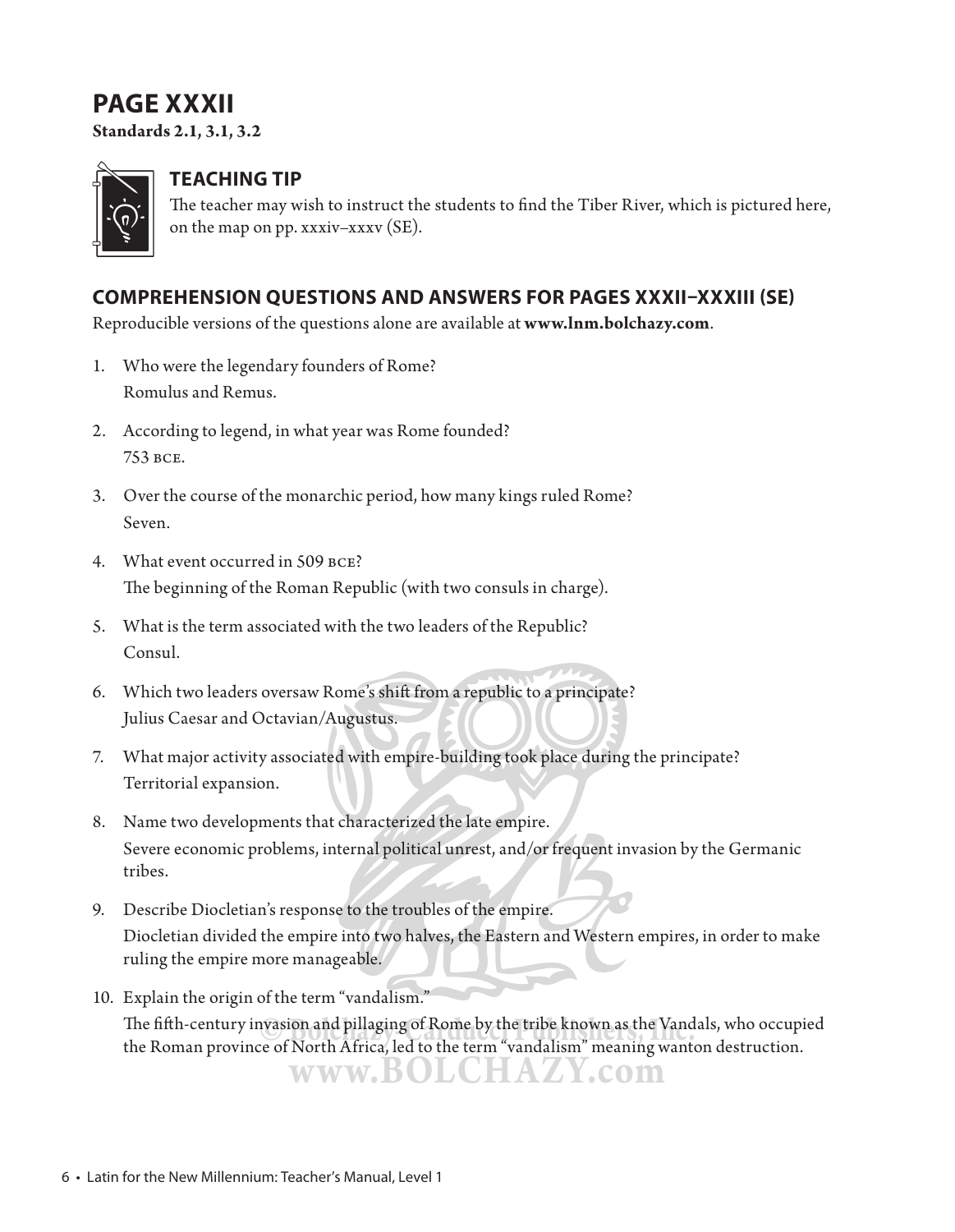# PAGE XXXII

**Standards 2.1, 3.1, 3.2**

## TEACHING TIP

The teacher may wish to instruct the students to find the Tiber River, which is pictured here, on the map on pp. xxxiv–xxxv (SE).

## COMPREHENSION QUESTIONS AND ANSWERS FOR PAGES XXXII–XXXIII (SE)

Reproducible versions of the questions alone are available at **www.lnm.bolchazy.com**.

1. Who were the legendary founders of Rome?
   Romulus and Remus.

2. According to legend, in what year was Rome founded?
   753 BCE.

3. Over the course of the monarchic period, how many kings ruled Rome?
   Seven.

4. What event occurred in 509 BCE?
   The beginning of the Roman Republic (with two consuls in charge).

5. What is the term associated with the two leaders of the Republic?
   Consul.

6. Which two leaders oversaw Rome's shift from a republic to a principate?
   Julius Caesar and Octavian/Augustus.

7. What major activity associated with empire-building took place during the principate?
   Territorial expansion.

8. Name two developments that characterized the late empire.
   Severe economic problems, internal political unrest, and/or frequent invasion by the Germanic tribes.

9. Describe Diocletian's response to the troubles of the empire.
   Diocletian divided the empire into two halves, the Eastern and Western empires, in order to make ruling the empire more manageable.

10. Explain the origin of the term "vandalism."
    The fifth-century invasion and pillaging of Rome by the tribe known as the Vandals, who occupied the Roman province of North Africa, led to the term "vandalism" meaning wanton destruction.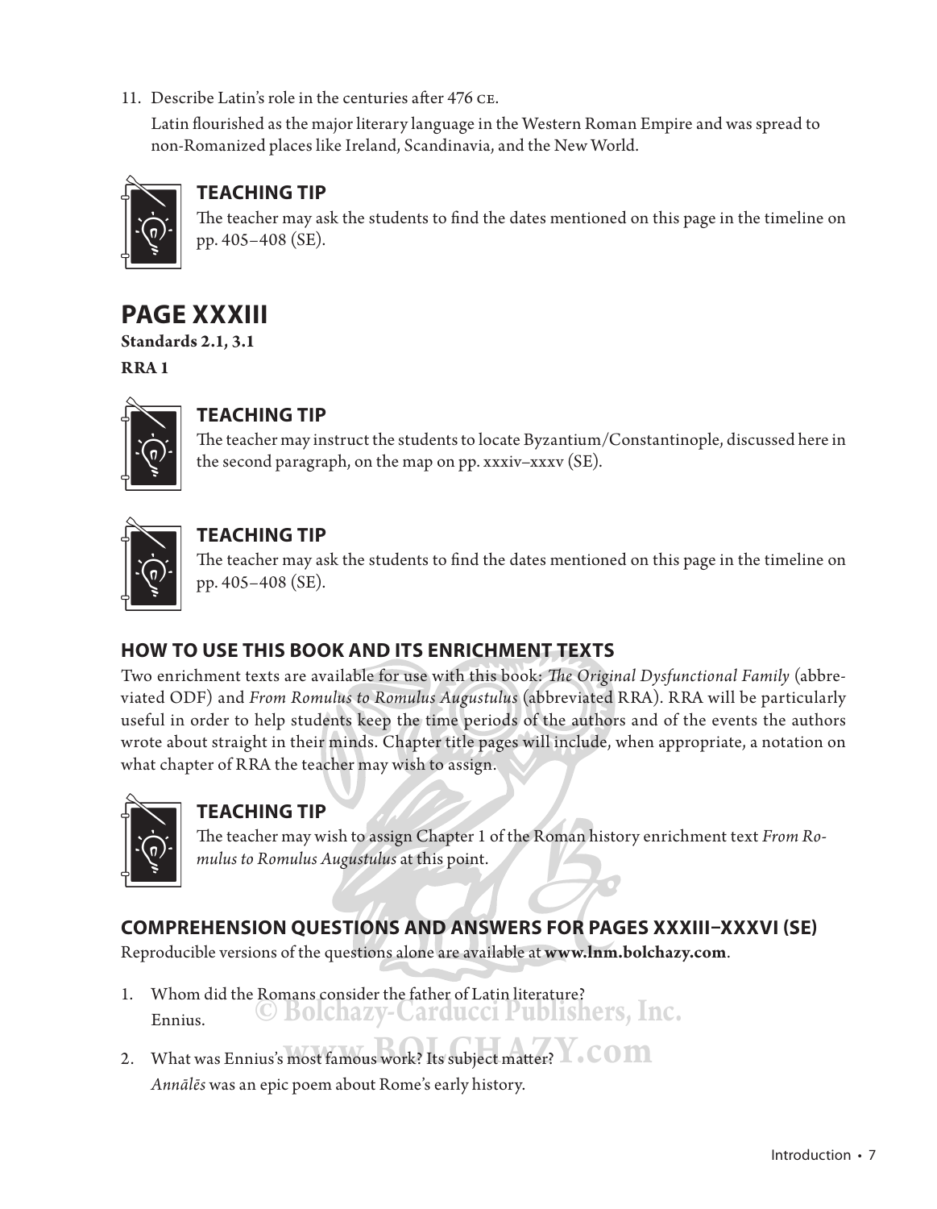11. Describe Latin's role in the centuries after 476 CE.

    Latin flourished as the major literary language in the Western Roman Empire and was spread to non-Romanized places like Ireland, Scandinavia, and the New World.

### TEACHING TIP

The teacher may ask the students to find the dates mentioned on this page in the timeline on pp. 405–408 (SE).

## PAGE XXXIII

**Standards 2.1, 3.1**

**RRA 1**

### TEACHING TIP

The teacher may instruct the students to locate Byzantium/Constantinople, discussed here in the second paragraph, on the map on pp. xxxiv–xxxv (SE).

### TEACHING TIP

The teacher may ask the students to find the dates mentioned on this page in the timeline on pp. 405–408 (SE).

### HOW TO USE THIS BOOK AND ITS ENRICHMENT TEXTS

Two enrichment texts are available for use with this book: *The Original Dysfunctional Family* (abbreviated ODF) and *From Romulus to Romulus Augustulus* (abbreviated RRA). RRA will be particularly useful in order to help students keep the time periods of the authors and of the events the authors wrote about straight in their minds. Chapter title pages will include, when appropriate, a notation on what chapter of RRA the teacher may wish to assign.

### TEACHING TIP

The teacher may wish to assign Chapter 1 of the Roman history enrichment text *From Romulus to Romulus Augustulus* at this point.

### COMPREHENSION QUESTIONS AND ANSWERS FOR PAGES XXXIII–XXXVI (SE)

Reproducible versions of the questions alone are available at **www.lnm.bolchazy.com**.

1. Whom did the Romans consider the father of Latin literature?

   Ennius.

2. What was Ennius's most famous work? Its subject matter?

   *Annālēs* was an epic poem about Rome's early history.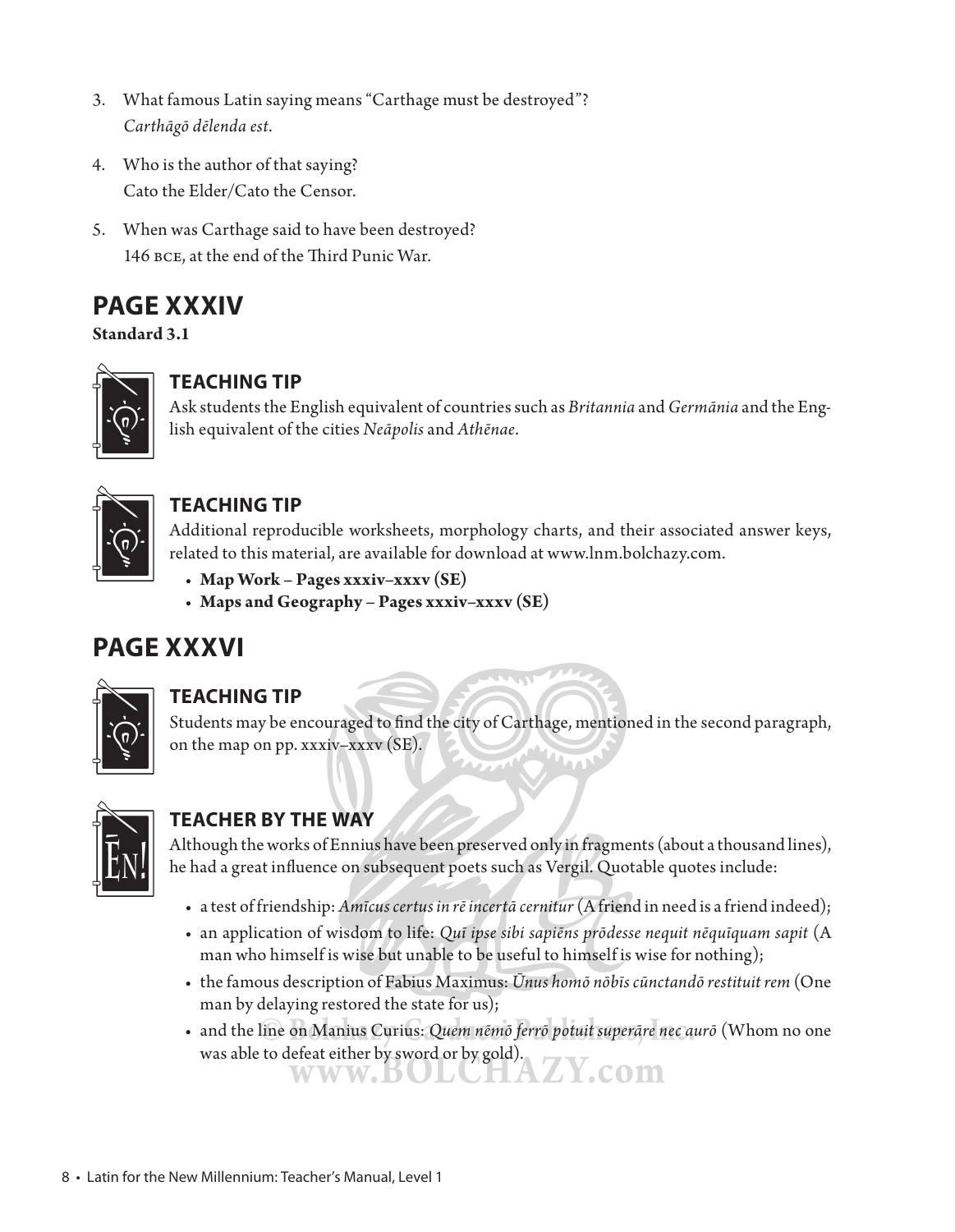3. What famous Latin saying means "Carthage must be destroyed"?
   *Carthāgō dēlenda est.*

4. Who is the author of that saying?
   Cato the Elder/Cato the Censor.

5. When was Carthage said to have been destroyed?
   146 BCE, at the end of the Third Punic War.

## PAGE XXXIV

**Standard 3.1**

### TEACHING TIP

Ask students the English equivalent of countries such as *Britannia* and *Germānia* and the English equivalent of the cities *Neāpolis* and *Athēnae*.

### TEACHING TIP

Additional reproducible worksheets, morphology charts, and their associated answer keys, related to this material, are available for download at www.lnm.bolchazy.com.

- **Map Work – Pages xxxiv–xxxv (SE)**
- **Maps and Geography – Pages xxxiv–xxxv (SE)**

## PAGE XXXVI

### TEACHING TIP

Students may be encouraged to find the city of Carthage, mentioned in the second paragraph, on the map on pp. xxxiv–xxxv (SE).

### TEACHER BY THE WAY

Although the works of Ennius have been preserved only in fragments (about a thousand lines), he had a great influence on subsequent poets such as Vergil. Quotable quotes include:

- a test of friendship: *Amīcus certus in rē incertā cernitur* (A friend in need is a friend indeed);
- an application of wisdom to life: *Quī ipse sibi sapiēns prōdesse nequit nēquīquam sapit* (A man who himself is wise but unable to be useful to himself is wise for nothing);
- the famous description of Fabius Maximus: *Ūnus homō nōbīs cūnctandō restituit rem* (One man by delaying restored the state for us);
- and the line on Manius Curius: *Quem nēmō ferrō potuit superāre nec aurō* (Whom no one was able to defeat either by sword or by gold).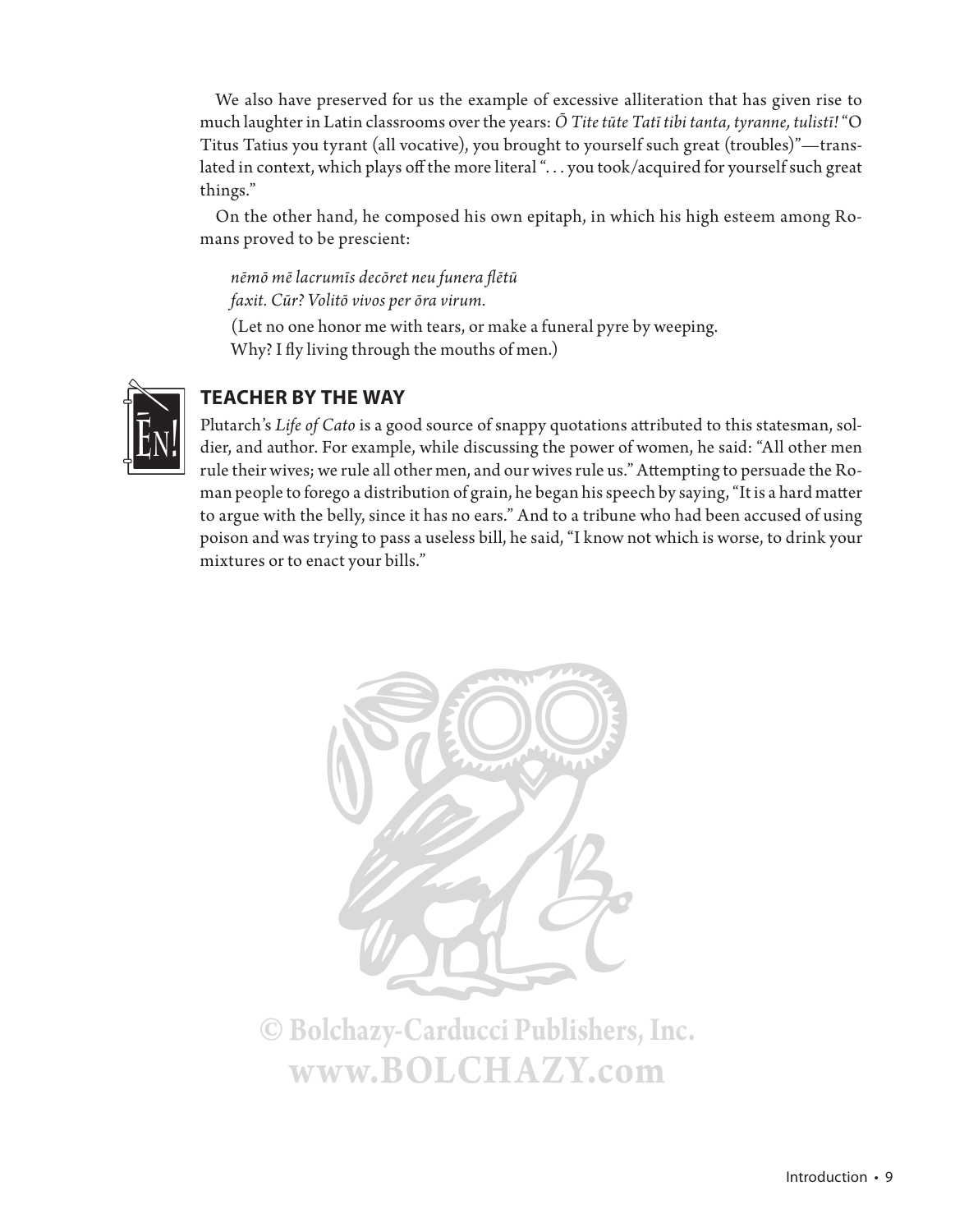We also have preserved for us the example of excessive alliteration that has given rise to much laughter in Latin classrooms over the years: *Ō Tite tūte Tatī tibi tanta, tyranne, tulistī!* "O Titus Tatius you tyrant (all vocative), you brought to yourself such great (troubles)"—translated in context, which plays off the more literal ". . . you took/acquired for yourself such great things."

On the other hand, he composed his own epitaph, in which his high esteem among Romans proved to be prescient:

> *nēmō mē lacrumīs decōret neu funera flētū*
> *faxit. Cūr? Volitō vivos per ōra virum.*
>
> (Let no one honor me with tears, or make a funeral pyre by weeping.
> Why? I fly living through the mouths of men.)

### TEACHER BY THE WAY

Plutarch's *Life of Cato* is a good source of snappy quotations attributed to this statesman, soldier, and author. For example, while discussing the power of women, he said: "All other men rule their wives; we rule all other men, and our wives rule us." Attempting to persuade the Roman people to forego a distribution of grain, he began his speech by saying, "It is a hard matter to argue with the belly, since it has no ears." And to a tribune who had been accused of using poison and was trying to pass a useless bill, he said, "I know not which is worse, to drink your mixtures or to enact your bills."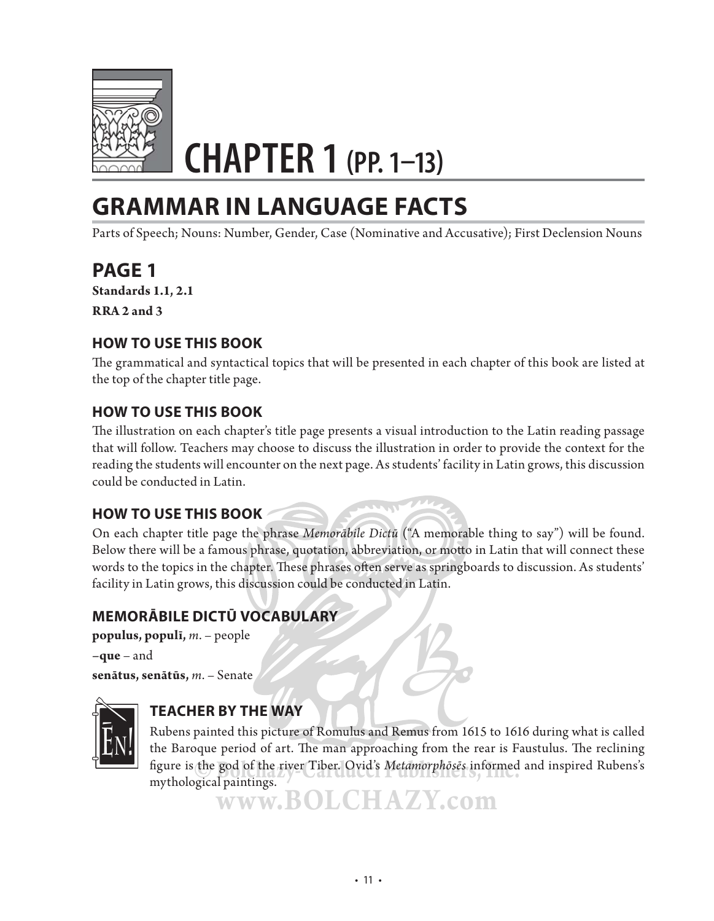# CHAPTER 1 (PP. 1–13)

## GRAMMAR IN LANGUAGE FACTS

Parts of Speech; Nouns: Number, Gender, Case (Nominative and Accusative); First Declension Nouns

## PAGE 1

**Standards 1.1, 2.1**

**RRA 2 and 3**

### HOW TO USE THIS BOOK

The grammatical and syntactical topics that will be presented in each chapter of this book are listed at the top of the chapter title page.

### HOW TO USE THIS BOOK

The illustration on each chapter's title page presents a visual introduction to the Latin reading passage that will follow. Teachers may choose to discuss the illustration in order to provide the context for the reading the students will encounter on the next page. As students' facility in Latin grows, this discussion could be conducted in Latin.

### HOW TO USE THIS BOOK

On each chapter title page the phrase *Memorābile Dictū* ("A memorable thing to say") will be found. Below there will be a famous phrase, quotation, abbreviation, or motto in Latin that will connect these words to the topics in the chapter. These phrases often serve as springboards to discussion. As students' facility in Latin grows, this discussion could be conducted in Latin.

### MEMORĀBILE DICTŪ VOCABULARY

**populus, populī,** *m.* – people

**–que** – and

**senātus, senātūs,** *m.* – Senate

### TEACHER BY THE WAY

Rubens painted this picture of Romulus and Remus from 1615 to 1616 during what is called the Baroque period of art. The man approaching from the rear is Faustulus. The reclining figure is the god of the river Tiber. Ovid's *Metamorphōsēs* informed and inspired Rubens's mythological paintings.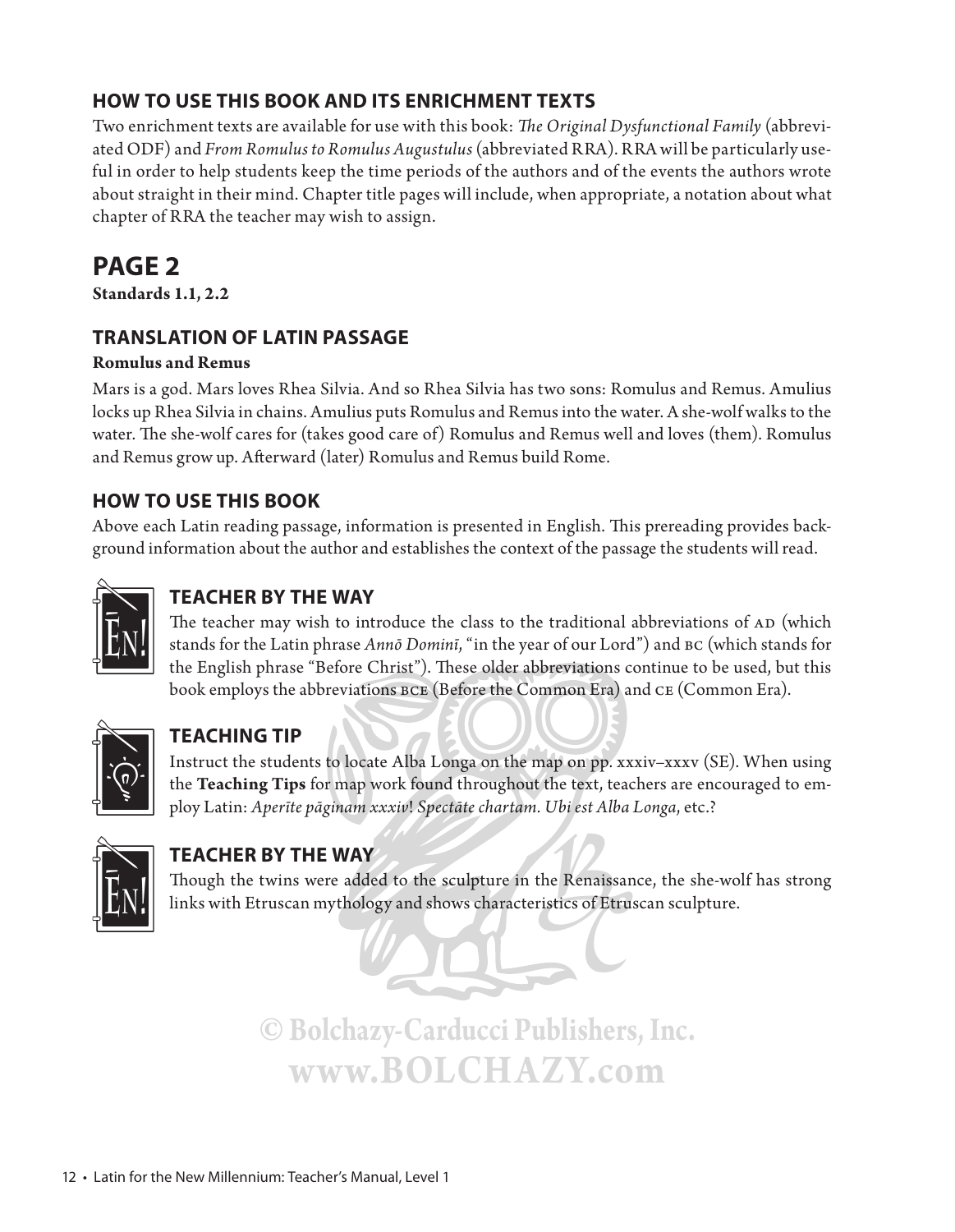## HOW TO USE THIS BOOK AND ITS ENRICHMENT TEXTS

Two enrichment texts are available for use with this book: *The Original Dysfunctional Family* (abbreviated ODF) and *From Romulus to Romulus Augustulus* (abbreviated RRA). RRA will be particularly useful in order to help students keep the time periods of the authors and of the events the authors wrote about straight in their mind. Chapter title pages will include, when appropriate, a notation about what chapter of RRA the teacher may wish to assign.

# PAGE 2

**Standards 1.1, 2.2**

## TRANSLATION OF LATIN PASSAGE

**Romulus and Remus**

Mars is a god. Mars loves Rhea Silvia. And so Rhea Silvia has two sons: Romulus and Remus. Amulius locks up Rhea Silvia in chains. Amulius puts Romulus and Remus into the water. A she-wolf walks to the water. The she-wolf cares for (takes good care of) Romulus and Remus well and loves (them). Romulus and Remus grow up. Afterward (later) Romulus and Remus build Rome.

## HOW TO USE THIS BOOK

Above each Latin reading passage, information is presented in English. This prereading provides background information about the author and establishes the context of the passage the students will read.

### TEACHER BY THE WAY

The teacher may wish to introduce the class to the traditional abbreviations of AD (which stands for the Latin phrase *Annō Dominī*, "in the year of our Lord") and BC (which stands for the English phrase "Before Christ"). These older abbreviations continue to be used, but this book employs the abbreviations BCE (Before the Common Era) and CE (Common Era).

### TEACHING TIP

Instruct the students to locate Alba Longa on the map on pp. xxxiv–xxxv (SE). When using the **Teaching Tips** for map work found throughout the text, teachers are encouraged to employ Latin: *Aperīte pāginam xxxiv*! *Spectāte chartam. Ubi est Alba Longa*, etc.?

### TEACHER BY THE WAY

Though the twins were added to the sculpture in the Renaissance, the she-wolf has strong links with Etruscan mythology and shows characteristics of Etruscan sculpture.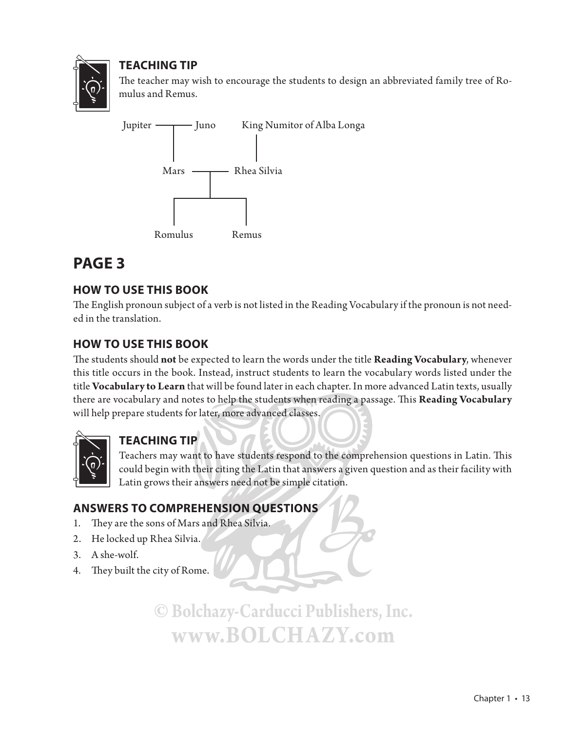### TEACHING TIP

The teacher may wish to encourage the students to design an abbreviated family tree of Romulus and Remus.

Jupiter — Juno King Numitor of Alba Longa

Mars — Rhea Silvia

Romulus Remus

## PAGE 3

### HOW TO USE THIS BOOK

The English pronoun subject of a verb is not listed in the Reading Vocabulary if the pronoun is not needed in the translation.

### HOW TO USE THIS BOOK

The students should **not** be expected to learn the words under the title **Reading Vocabulary**, whenever this title occurs in the book. Instead, instruct students to learn the vocabulary words listed under the title **Vocabulary to Learn** that will be found later in each chapter. In more advanced Latin texts, usually there are vocabulary and notes to help the students when reading a passage. This **Reading Vocabulary** will help prepare students for later, more advanced classes.

### TEACHING TIP

Teachers may want to have students respond to the comprehension questions in Latin. This could begin with their citing the Latin that answers a given question and as their facility with Latin grows their answers need not be simple citation.

### ANSWERS TO COMPREHENSION QUESTIONS

1. They are the sons of Mars and Rhea Silvia.
2. He locked up Rhea Silvia.
3. A she-wolf.
4. They built the city of Rome.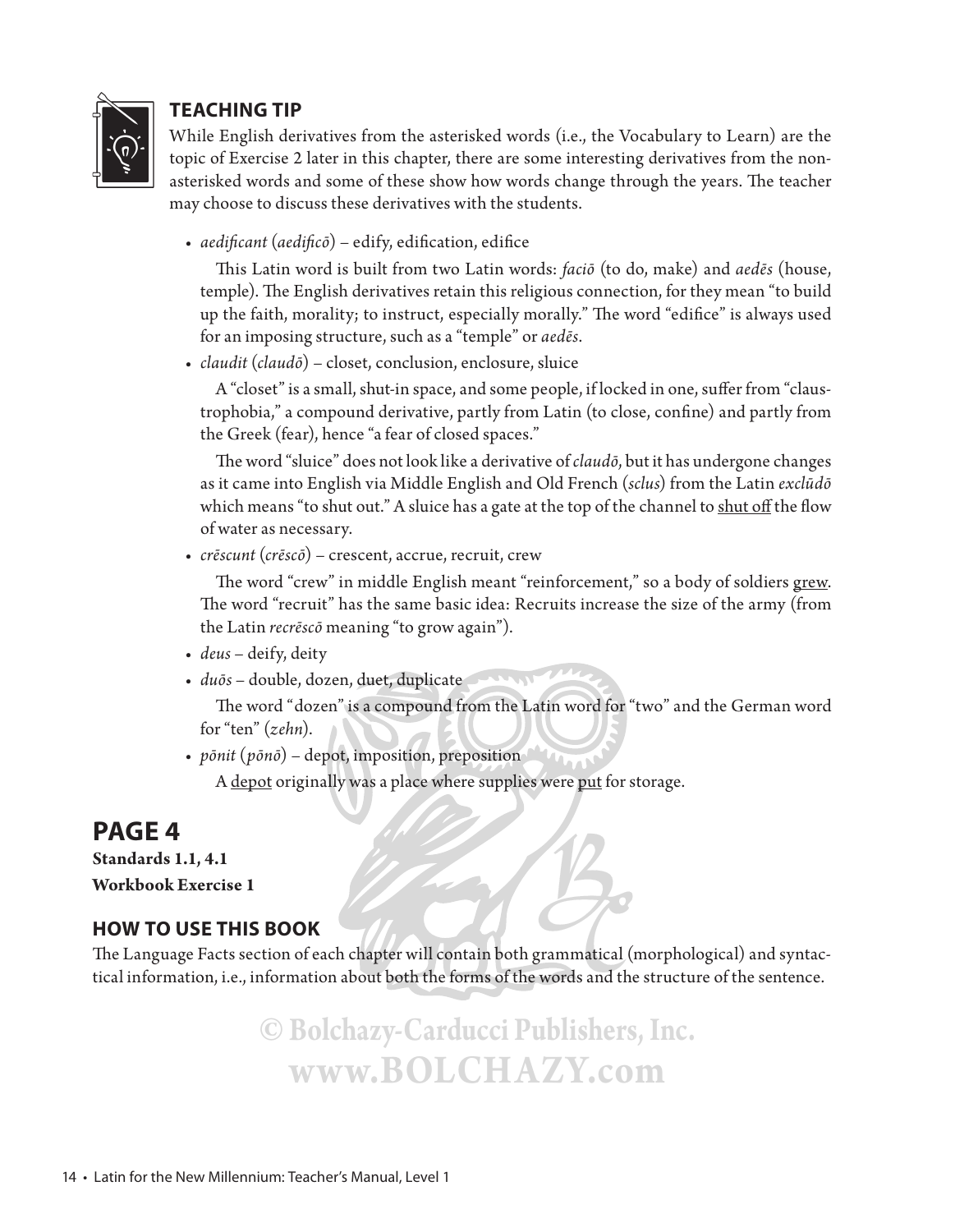### TEACHING TIP

While English derivatives from the asterisked words (i.e., the Vocabulary to Learn) are the topic of Exercise 2 later in this chapter, there are some interesting derivatives from the non-asterisked words and some of these show how words change through the years. The teacher may choose to discuss these derivatives with the students.

- *aedificant* (*aedificō*) – edify, edification, edifice

  This Latin word is built from two Latin words: *faciō* (to do, make) and *aedēs* (house, temple). The English derivatives retain this religious connection, for they mean "to build up the faith, morality; to instruct, especially morally." The word "edifice" is always used for an imposing structure, such as a "temple" or *aedēs*.

- *claudit* (*claudō*) – closet, conclusion, enclosure, sluice

  A "closet" is a small, shut-in space, and some people, if locked in one, suffer from "claustrophobia," a compound derivative, partly from Latin (to close, confine) and partly from the Greek (fear), hence "a fear of closed spaces."

  The word "sluice" does not look like a derivative of *claudō*, but it has undergone changes as it came into English via Middle English and Old French (*sclus*) from the Latin *exclūdō* which means "to shut out." A sluice has a gate at the top of the channel to <u>shut off</u> the flow of water as necessary.

- *crēscunt* (*crēscō*) – crescent, accrue, recruit, crew

  The word "crew" in middle English meant "reinforcement," so a body of soldiers <u>grew</u>. The word "recruit" has the same basic idea: Recruits increase the size of the army (from the Latin *recrēscō* meaning "to grow again").

- *deus* – deify, deity
- *duōs* – double, dozen, duet, duplicate

  The word "dozen" is a compound from the Latin word for "two" and the German word for "ten" (*zehn*).

- *pōnit* (*pōnō*) – depot, imposition, preposition

  A <u>depot</u> originally was a place where supplies were <u>put</u> for storage.

## PAGE 4

**Standards 1.1, 4.1**

**Workbook Exercise 1**

### HOW TO USE THIS BOOK

The Language Facts section of each chapter will contain both grammatical (morphological) and syntactical information, i.e., information about both the forms of the words and the structure of the sentence.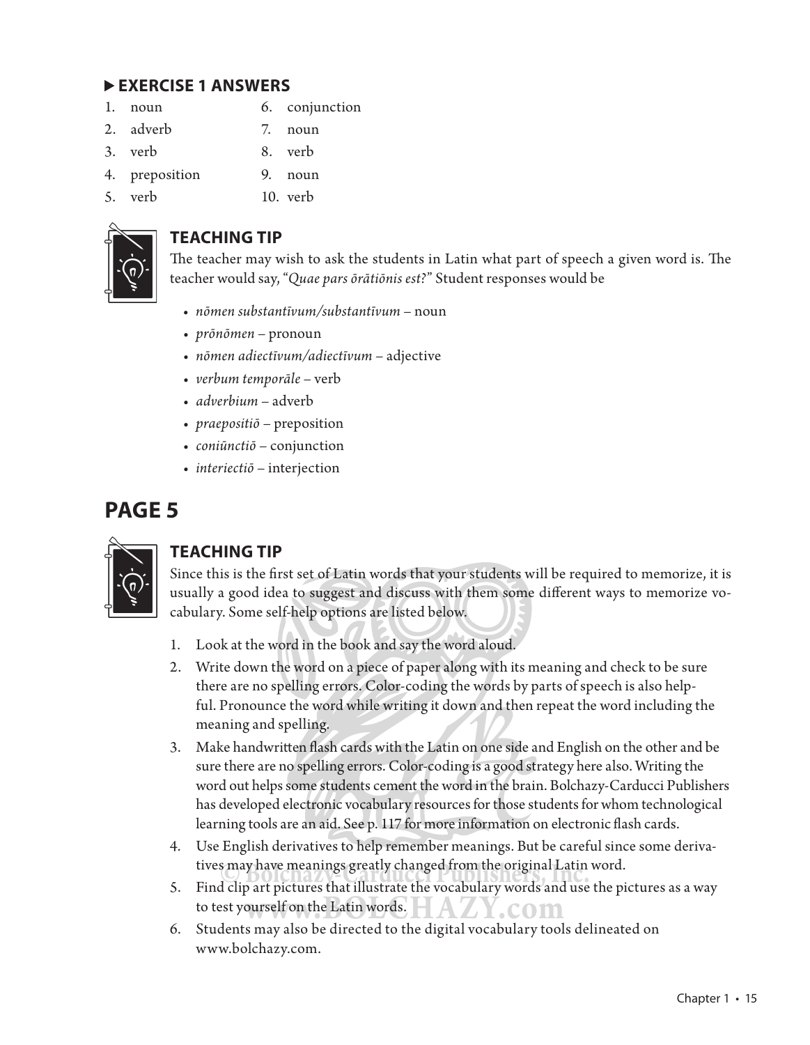### ▶ EXERCISE 1 ANSWERS

1. noun
2. adverb
3. verb
4. preposition
5. verb
6. conjunction
7. noun
8. verb
9. noun
10. verb

### TEACHING TIP

The teacher may wish to ask the students in Latin what part of speech a given word is. The teacher would say, "*Quae pars ōrātiōnis est?*" Student responses would be

- *nōmen substantīvum/substantīvum* – noun
- *prōnōmen* – pronoun
- *nōmen adiectīvum/adiectīvum* – adjective
- *verbum temporāle* – verb
- *adverbium* – adverb
- *praepositiō* – preposition
- *coniūnctiō* – conjunction
- *interiectiō* – interjection

## PAGE 5

### TEACHING TIP

Since this is the first set of Latin words that your students will be required to memorize, it is usually a good idea to suggest and discuss with them some different ways to memorize vocabulary. Some self-help options are listed below.

1. Look at the word in the book and say the word aloud.
2. Write down the word on a piece of paper along with its meaning and check to be sure there are no spelling errors. Color-coding the words by parts of speech is also helpful. Pronounce the word while writing it down and then repeat the word including the meaning and spelling.
3. Make handwritten flash cards with the Latin on one side and English on the other and be sure there are no spelling errors. Color-coding is a good strategy here also. Writing the word out helps some students cement the word in the brain. Bolchazy-Carducci Publishers has developed electronic vocabulary resources for those students for whom technological learning tools are an aid. See p. 117 for more information on electronic flash cards.
4. Use English derivatives to help remember meanings. But be careful since some derivatives may have meanings greatly changed from the original Latin word.
5. Find clip art pictures that illustrate the vocabulary words and use the pictures as a way to test yourself on the Latin words.
6. Students may also be directed to the digital vocabulary tools delineated on www.bolchazy.com.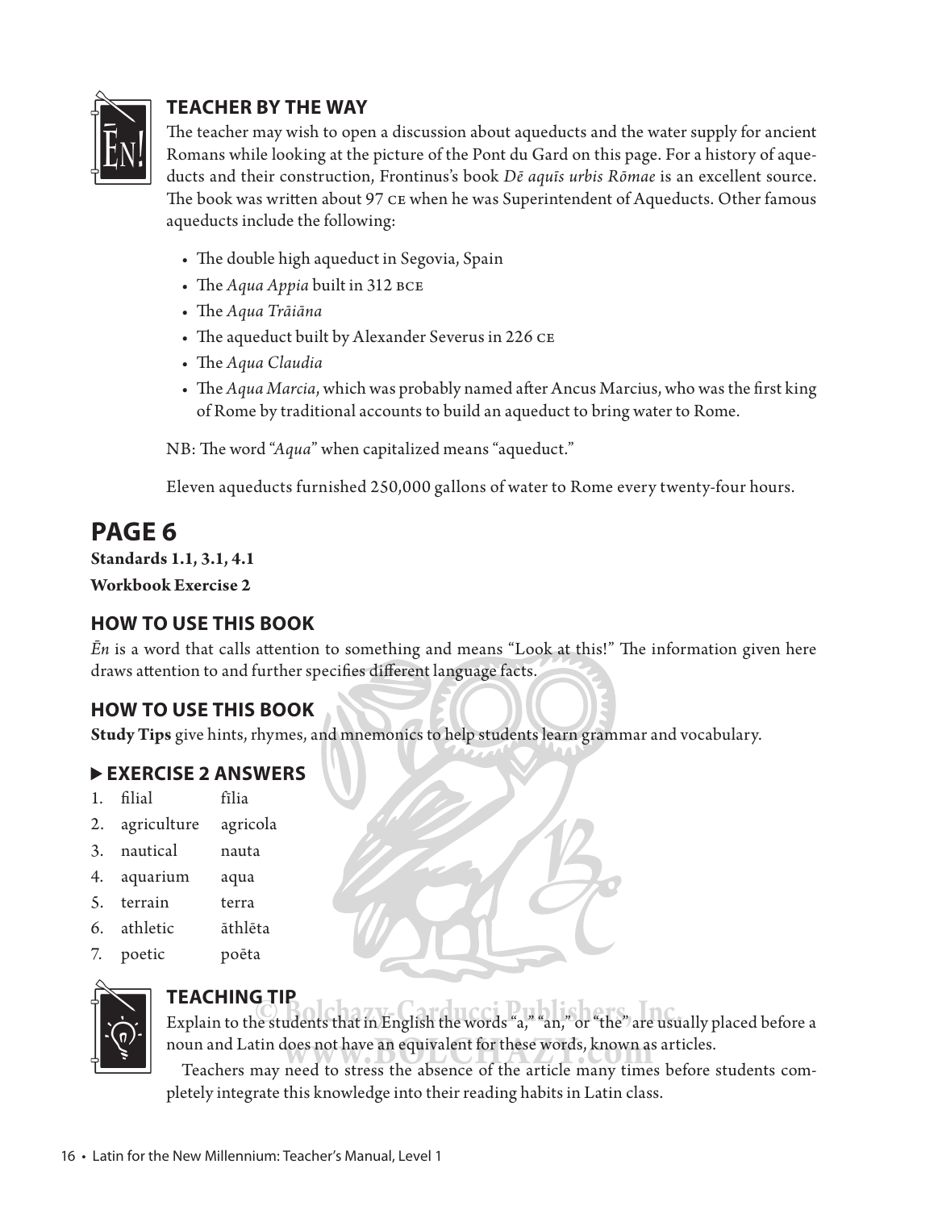### TEACHER BY THE WAY

The teacher may wish to open a discussion about aqueducts and the water supply for ancient Romans while looking at the picture of the Pont du Gard on this page. For a history of aqueducts and their construction, Frontinus's book *Dē aquīs urbis Rōmae* is an excellent source. The book was written about 97 CE when he was Superintendent of Aqueducts. Other famous aqueducts include the following:

- The double high aqueduct in Segovia, Spain
- The *Aqua Appia* built in 312 BCE
- The *Aqua Trāiāna*
- The aqueduct built by Alexander Severus in 226 CE
- The *Aqua Claudia*
- The *Aqua Marcia*, which was probably named after Ancus Marcius, who was the first king of Rome by traditional accounts to build an aqueduct to bring water to Rome.

NB: The word "*Aqua*" when capitalized means "aqueduct."

Eleven aqueducts furnished 250,000 gallons of water to Rome every twenty-four hours.

# PAGE 6

**Standards 1.1, 3.1, 4.1**

**Workbook Exercise 2**

### HOW TO USE THIS BOOK

*Ēn* is a word that calls attention to something and means "Look at this!" The information given here draws attention to and further specifies different language facts.

### HOW TO USE THIS BOOK

**Study Tips** give hints, rhymes, and mnemonics to help students learn grammar and vocabulary.

### ▶ EXERCISE 2 ANSWERS

| | | |
|---|---|---|
| 1. | filial | fīlia |
| 2. | agriculture | agricola |
| 3. | nautical | nauta |
| 4. | aquarium | aqua |
| 5. | terrain | terra |
| 6. | athletic | āthlēta |
| 7. | poetic | poēta |

### TEACHING TIP

Explain to the students that in English the words "a," "an," or "the" are usually placed before a noun and Latin does not have an equivalent for these words, known as articles.

Teachers may need to stress the absence of the article many times before students completely integrate this knowledge into their reading habits in Latin class.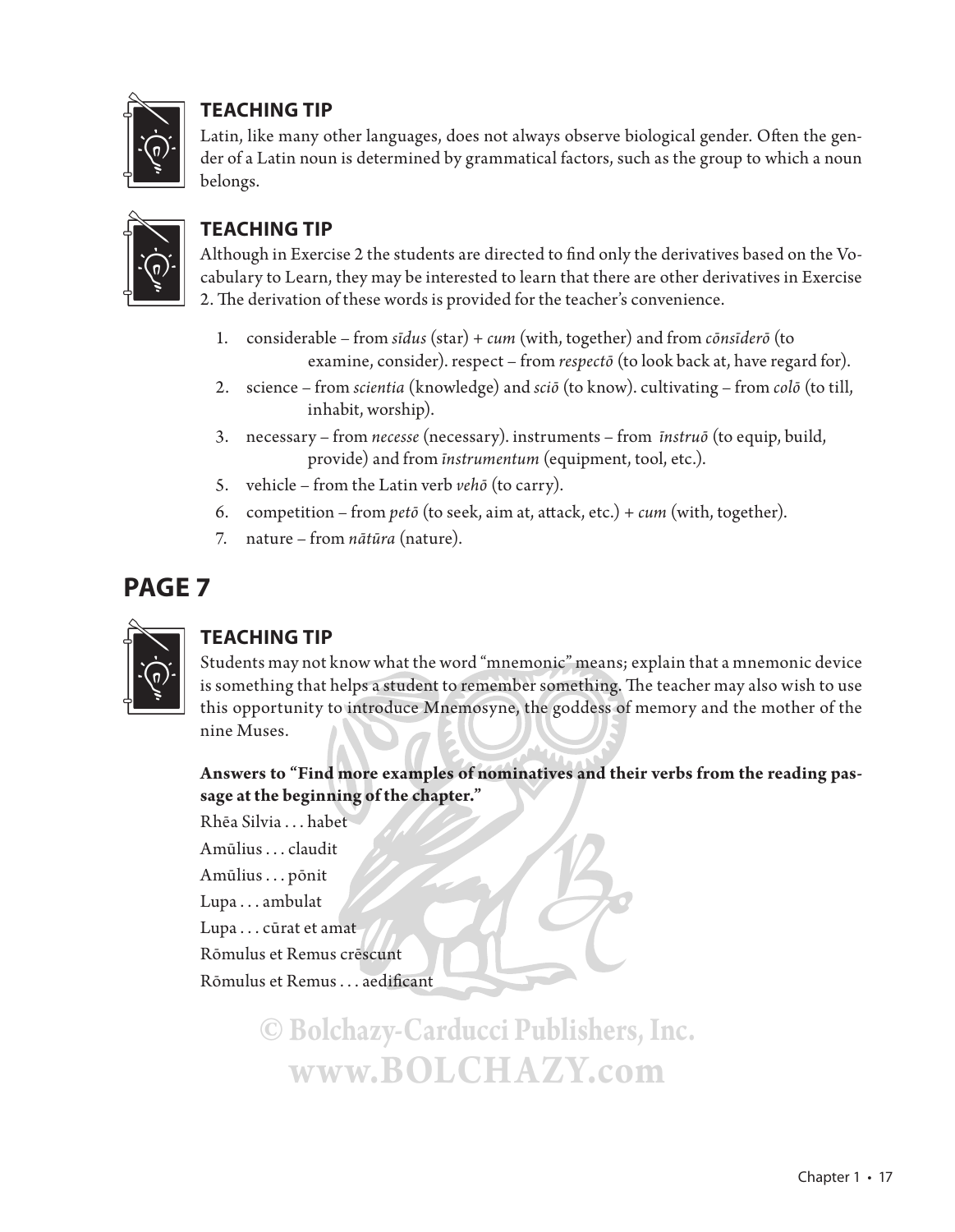### TEACHING TIP

Latin, like many other languages, does not always observe biological gender. Often the gender of a Latin noun is determined by grammatical factors, such as the group to which a noun belongs.

### TEACHING TIP

Although in Exercise 2 the students are directed to find only the derivatives based on the Vocabulary to Learn, they may be interested to learn that there are other derivatives in Exercise 2. The derivation of these words is provided for the teacher's convenience.

1. considerable – from *sīdus* (star) + *cum* (with, together) and from *cōnsīderō* (to examine, consider). respect – from *respectō* (to look back at, have regard for).
2. science – from *scientia* (knowledge) and *sciō* (to know). cultivating – from *colō* (to till, inhabit, worship).
3. necessary – from *necesse* (necessary). instruments – from *īnstruō* (to equip, build, provide) and from *īnstrumentum* (equipment, tool, etc.).
5. vehicle – from the Latin verb *vehō* (to carry).
6. competition – from *petō* (to seek, aim at, attack, etc.) + *cum* (with, together).
7. nature – from *nātūra* (nature).

## PAGE 7

### TEACHING TIP

Students may not know what the word "mnemonic" means; explain that a mnemonic device is something that helps a student to remember something. The teacher may also wish to use this opportunity to introduce Mnemosyne, the goddess of memory and the mother of the nine Muses.

**Answers to "Find more examples of nominatives and their verbs from the reading passage at the beginning of the chapter."**

Rhēa Silvia . . . habet

Amūlius . . . claudit

Amūlius . . . pōnit

Lupa . . . ambulat

Lupa . . . cūrat et amat

Rōmulus et Remus crēscunt

Rōmulus et Remus . . . aedificant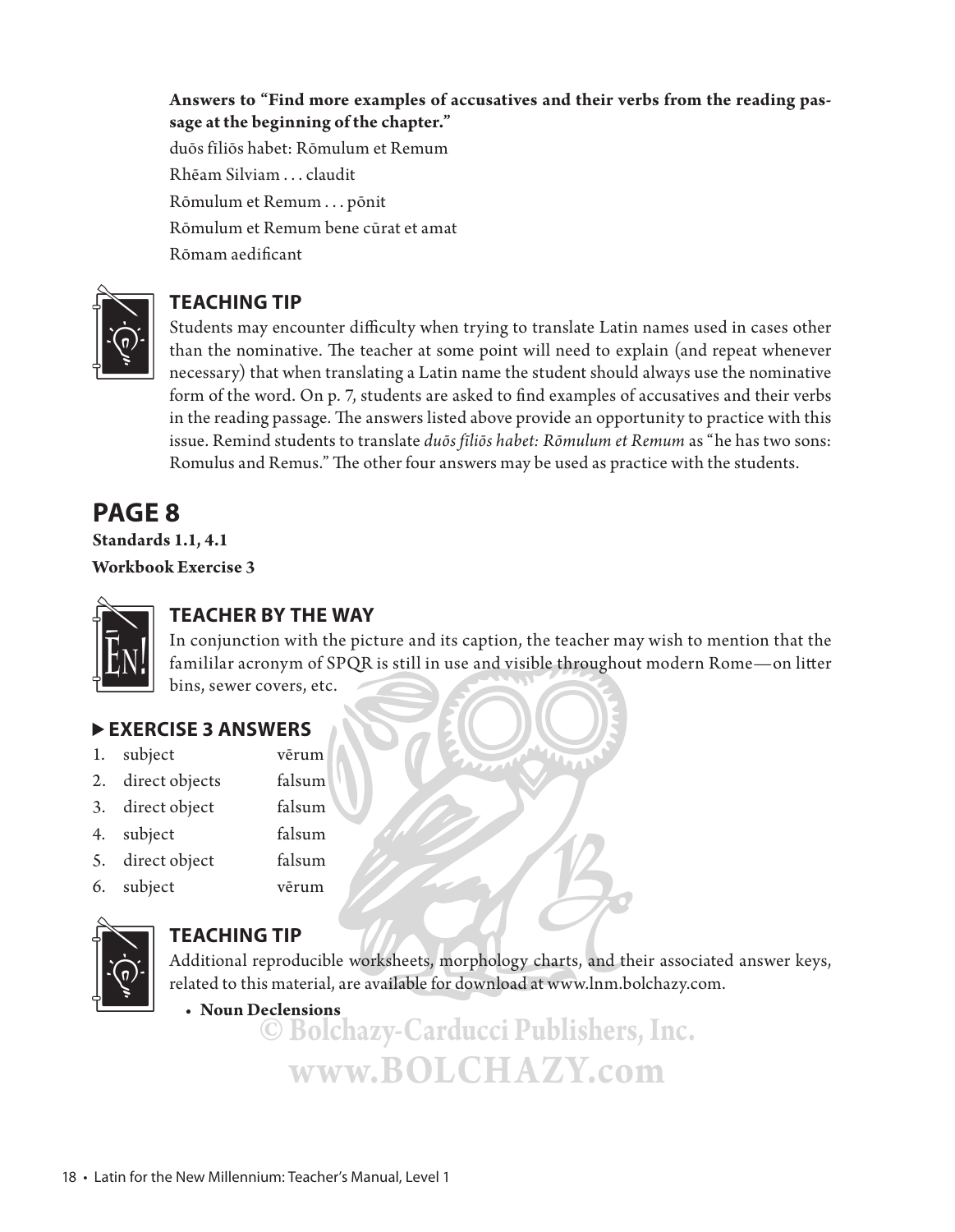**Answers to "Find more examples of accusatives and their verbs from the reading passage at the beginning of the chapter."**

duōs fīliōs habet: Rōmulum et Remum

Rhēam Silviam . . . claudit

Rōmulum et Remum . . . pōnit

Rōmulum et Remum bene cūrat et amat

Rōmam aedificant

### TEACHING TIP

Students may encounter difficulty when trying to translate Latin names used in cases other than the nominative. The teacher at some point will need to explain (and repeat whenever necessary) that when translating a Latin name the student should always use the nominative form of the word. On p. 7, students are asked to find examples of accusatives and their verbs in the reading passage. The answers listed above provide an opportunity to practice with this issue. Remind students to translate *duōs fīliōs habet: Rōmulum et Remum* as "he has two sons: Romulus and Remus." The other four answers may be used as practice with the students.

## PAGE 8

**Standards 1.1, 4.1**

**Workbook Exercise 3**

### TEACHER BY THE WAY

In conjunction with the picture and its caption, the teacher may wish to mention that the famililar acronym of SPQR is still in use and visible throughout modern Rome—on litter bins, sewer covers, etc.

### ▶ EXERCISE 3 ANSWERS

| | | |
|---|---|---|
| 1. | subject | vērum |
| 2. | direct objects | falsum |
| 3. | direct object | falsum |
| 4. | subject | falsum |
| 5. | direct object | falsum |
| 6. | subject | vērum |

### TEACHING TIP

Additional reproducible worksheets, morphology charts, and their associated answer keys, related to this material, are available for download at www.lnm.bolchazy.com.

- **Noun Declensions**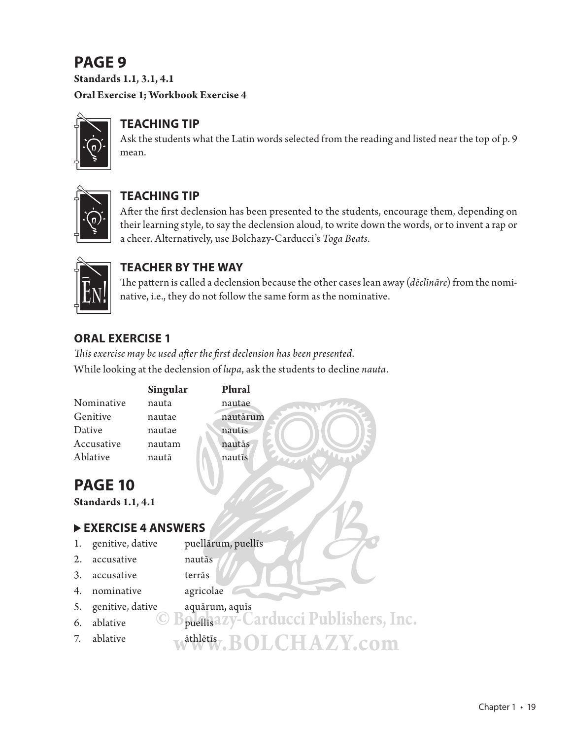# PAGE 9

**Standards 1.1, 3.1, 4.1**

**Oral Exercise 1; Workbook Exercise 4**

## TEACHING TIP

Ask the students what the Latin words selected from the reading and listed near the top of p. 9 mean.

## TEACHING TIP

After the first declension has been presented to the students, encourage them, depending on their learning style, to say the declension aloud, to write down the words, or to invent a rap or a cheer. Alternatively, use Bolchazy-Carducci's *Toga Beats*.

## TEACHER BY THE WAY

The pattern is called a declension because the other cases lean away (*dēclīnāre*) from the nominative, i.e., they do not follow the same form as the nominative.

## ORAL EXERCISE 1

*This exercise may be used after the first declension has been presented.*

While looking at the declension of *lupa*, ask the students to decline *nauta*.

| | **Singular** | **Plural** |
|---|---|---|
| Nominative | nauta | nautae |
| Genitive | nautae | nautārum |
| Dative | nautae | nautīs |
| Accusative | nautam | nautās |
| Ablative | nautā | nautīs |

# PAGE 10

**Standards 1.1, 4.1**

## ▶ EXERCISE 4 ANSWERS

| | | |
|---|---|---|
| 1. | genitive, dative | puellārum, puellīs |
| 2. | accusative | nautās |
| 3. | accusative | terrās |
| 4. | nominative | agricolae |
| 5. | genitive, dative | aquārum, aquīs |
| 6. | ablative | puellīs |
| 7. | ablative | āthlētīs |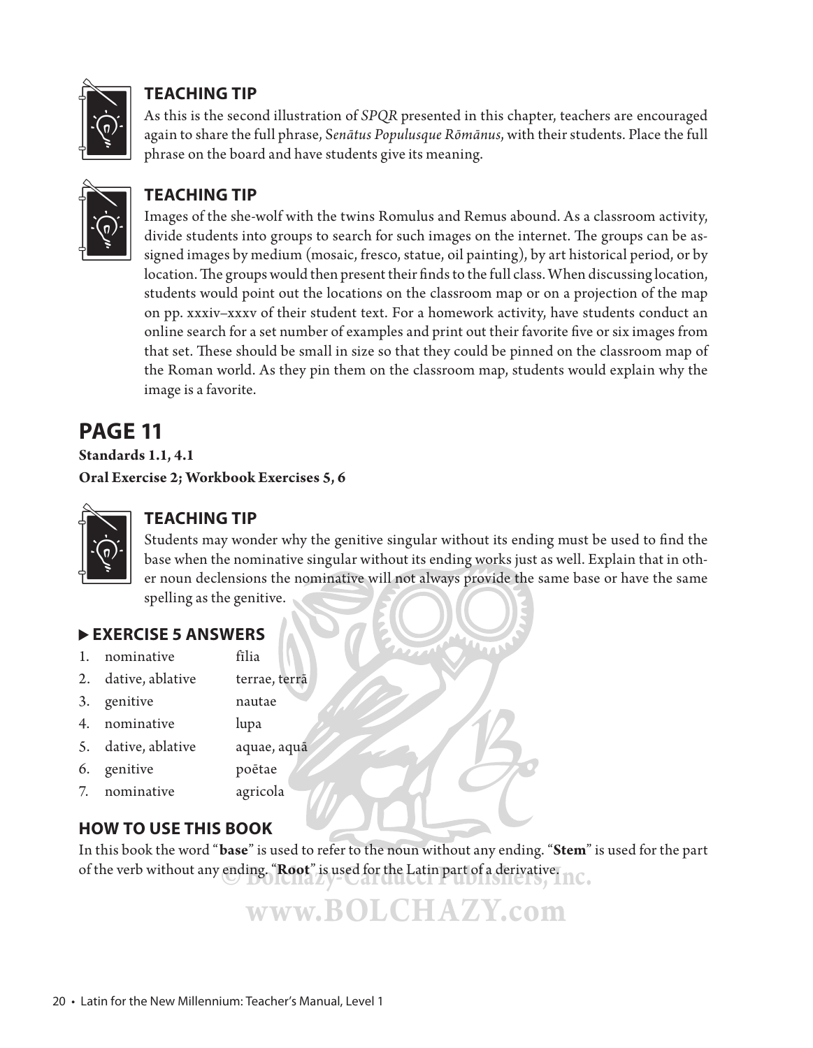### TEACHING TIP

As this is the second illustration of *SPQR* presented in this chapter, teachers are encouraged again to share the full phrase, *Senātus Populusque Rōmānus*, with their students. Place the full phrase on the board and have students give its meaning.

### TEACHING TIP

Images of the she-wolf with the twins Romulus and Remus abound. As a classroom activity, divide students into groups to search for such images on the internet. The groups can be assigned images by medium (mosaic, fresco, statue, oil painting), by art historical period, or by location. The groups would then present their finds to the full class. When discussing location, students would point out the locations on the classroom map or on a projection of the map on pp. xxxiv–xxxv of their student text. For a homework activity, have students conduct an online search for a set number of examples and print out their favorite five or six images from that set. These should be small in size so that they could be pinned on the classroom map of the Roman world. As they pin them on the classroom map, students would explain why the image is a favorite.

# PAGE 11

**Standards 1.1, 4.1**

**Oral Exercise 2; Workbook Exercises 5, 6**

### TEACHING TIP

Students may wonder why the genitive singular without its ending must be used to find the base when the nominative singular without its ending works just as well. Explain that in other noun declensions the nominative will not always provide the same base or have the same spelling as the genitive.

### ▶ EXERCISE 5 ANSWERS

1. nominative — fīlia
2. dative, ablative — terrae, terrā
3. genitive — nautae
4. nominative — lupa
5. dative, ablative — aquae, aquā
6. genitive — poētae
7. nominative — agricola

### HOW TO USE THIS BOOK

In this book the word "**base**" is used to refer to the noun without any ending. "**Stem**" is used for the part of the verb without any ending. "**Root**" is used for the Latin part of a derivative.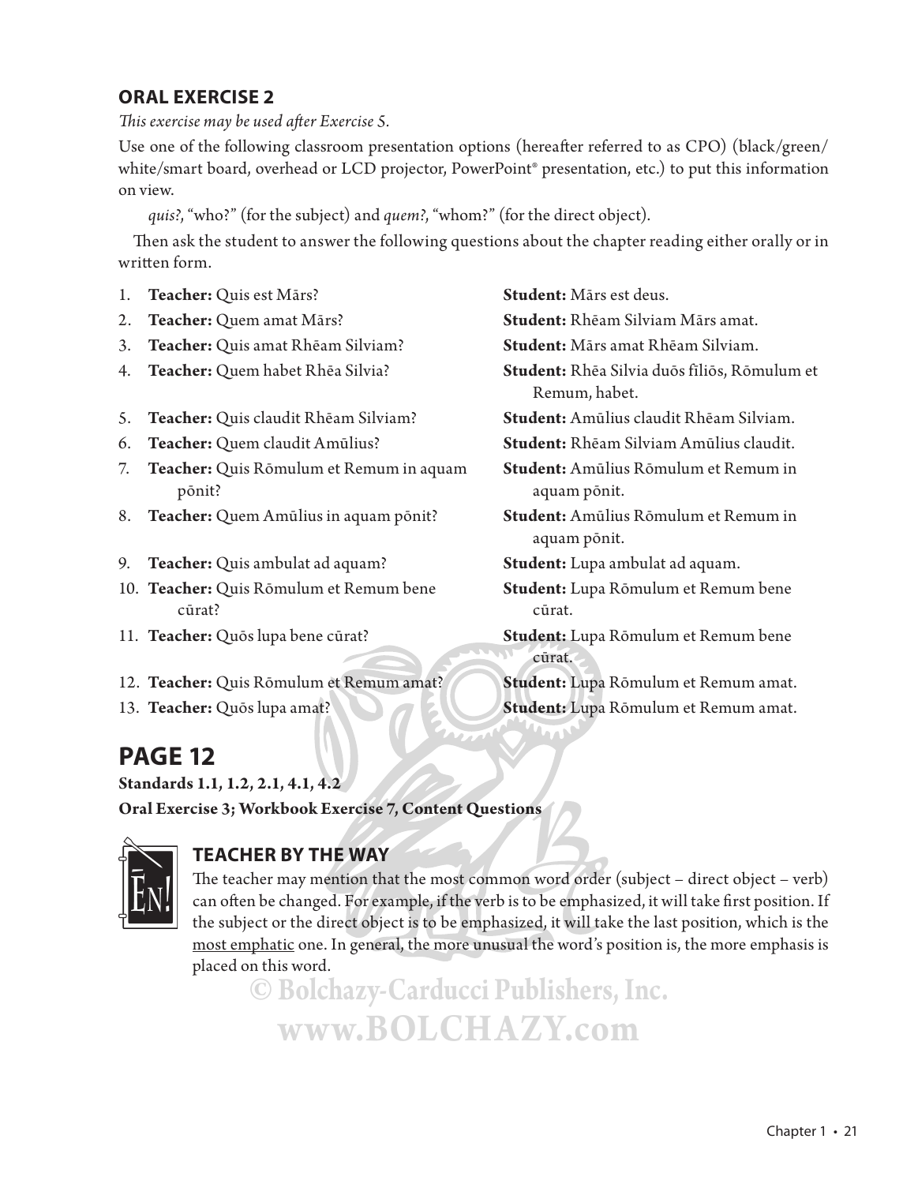## ORAL EXERCISE 2

*This exercise may be used after Exercise 5.*

Use one of the following classroom presentation options (hereafter referred to as CPO) (black/green/white/smart board, overhead or LCD projector, PowerPoint® presentation, etc.) to put this information on view.

*quis?*, "who?" (for the subject) and *quem?*, "whom?" (for the direct object).

Then ask the student to answer the following questions about the chapter reading either orally or in written form.

1. **Teacher:** Quis est Mārs? **Student:** Mārs est deus.
2. **Teacher:** Quem amat Mārs? **Student:** Rhēam Silviam Mārs amat.
3. **Teacher:** Quis amat Rhēam Silviam? **Student:** Mārs amat Rhēam Silviam.
4. **Teacher:** Quem habet Rhēa Silvia? **Student:** Rhēa Silvia duōs fīliōs, Rōmulum et Remum, habet.
5. **Teacher:** Quis claudit Rhēam Silviam? **Student:** Amūlius claudit Rhēam Silviam.
6. **Teacher:** Quem claudit Amūlius? **Student:** Rhēam Silviam Amūlius claudit.
7. **Teacher:** Quis Rōmulum et Remum in aquam pōnit? **Student:** Amūlius Rōmulum et Remum in aquam pōnit.
8. **Teacher:** Quem Amūlius in aquam pōnit? **Student:** Amūlius Rōmulum et Remum in aquam pōnit.
9. **Teacher:** Quis ambulat ad aquam? **Student:** Lupa ambulat ad aquam.
10. **Teacher:** Quis Rōmulum et Remum bene cūrat? **Student:** Lupa Rōmulum et Remum bene cūrat.
11. **Teacher:** Quōs lupa bene cūrat? **Student:** Lupa Rōmulum et Remum bene cūrat.
12. **Teacher:** Quis Rōmulum et Remum amat? **Student:** Lupa Rōmulum et Remum amat.
13. **Teacher:** Quōs lupa amat? **Student:** Lupa Rōmulum et Remum amat.

# PAGE 12

**Standards 1.1, 1.2, 2.1, 4.1, 4.2**

**Oral Exercise 3; Workbook Exercise 7, Content Questions**

### TEACHER BY THE WAY

The teacher may mention that the most common word order (subject – direct object – verb) can often be changed. For example, if the verb is to be emphasized, it will take first position. If the subject or the direct object is to be emphasized, it will take the last position, which is the most emphatic one. In general, the more unusual the word's position is, the more emphasis is placed on this word.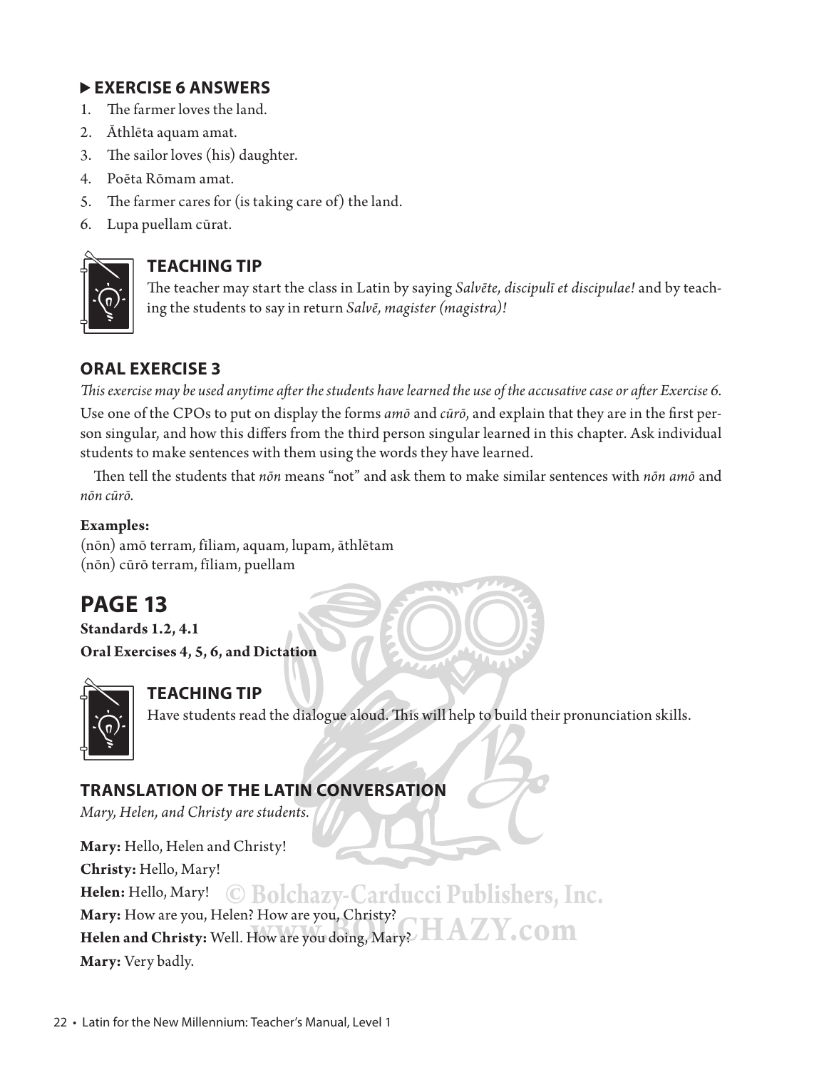### ▶ EXERCISE 6 ANSWERS

1. The farmer loves the land.
2. Āthlēta aquam amat.
3. The sailor loves (his) daughter.
4. Poēta Rōmam amat.
5. The farmer cares for (is taking care of) the land.
6. Lupa puellam cūrat.

### TEACHING TIP

The teacher may start the class in Latin by saying *Salvēte, discipulī et discipulae!* and by teaching the students to say in return *Salvē, magister (magistra)!*

### ORAL EXERCISE 3

*This exercise may be used anytime after the students have learned the use of the accusative case or after Exercise 6.*

Use one of the CPOs to put on display the forms *amō* and *cūrō*, and explain that they are in the first person singular, and how this differs from the third person singular learned in this chapter. Ask individual students to make sentences with them using the words they have learned.

Then tell the students that *nōn* means "not" and ask them to make similar sentences with *nōn amō* and *nōn cūrō*.

**Examples:**

(nōn) amō terram, fīliam, aquam, lupam, āthlētam
(nōn) cūrō terram, fīliam, puellam

## PAGE 13

**Standards 1.2, 4.1**

**Oral Exercises 4, 5, 6, and Dictation**

### TEACHING TIP

Have students read the dialogue aloud. This will help to build their pronunciation skills.

### TRANSLATION OF THE LATIN CONVERSATION

*Mary, Helen, and Christy are students.*

**Mary:** Hello, Helen and Christy!
**Christy:** Hello, Mary!
**Helen:** Hello, Mary!
**Mary:** How are you, Helen? How are you, Christy?
**Helen and Christy:** Well. How are you doing, Mary?
**Mary:** Very badly.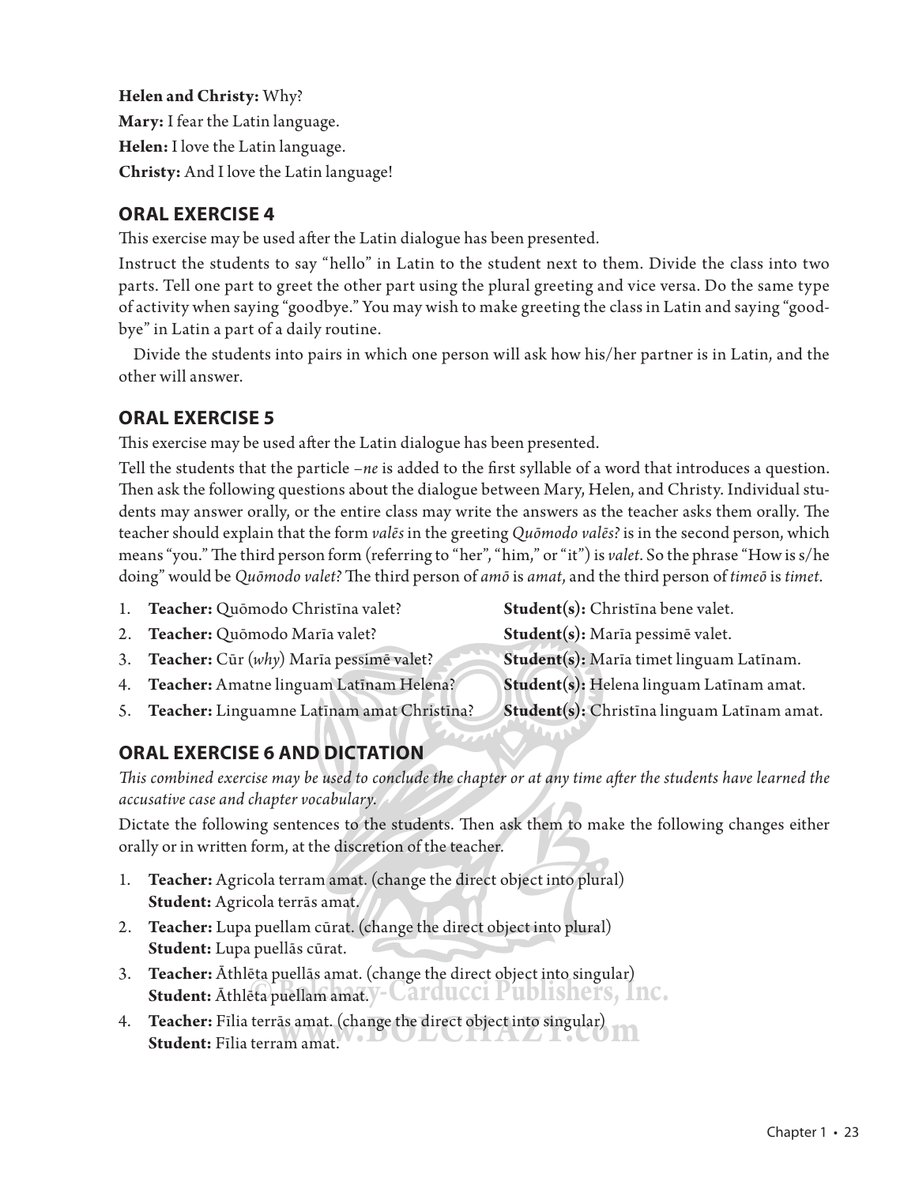**Helen and Christy:** Why?

**Mary:** I fear the Latin language.

**Helen:** I love the Latin language.

**Christy:** And I love the Latin language!

## ORAL EXERCISE 4

This exercise may be used after the Latin dialogue has been presented.

Instruct the students to say "hello" in Latin to the student next to them. Divide the class into two parts. Tell one part to greet the other part using the plural greeting and vice versa. Do the same type of activity when saying "goodbye." You may wish to make greeting the class in Latin and saying "goodbye" in Latin a part of a daily routine.

Divide the students into pairs in which one person will ask how his/her partner is in Latin, and the other will answer.

## ORAL EXERCISE 5

This exercise may be used after the Latin dialogue has been presented.

Tell the students that the particle *–ne* is added to the first syllable of a word that introduces a question. Then ask the following questions about the dialogue between Mary, Helen, and Christy. Individual students may answer orally, or the entire class may write the answers as the teacher asks them orally. The teacher should explain that the form *valēs* in the greeting *Quōmodo valēs?* is in the second person, which means "you." The third person form (referring to "her", "him," or "it") is *valet*. So the phrase "How is s/he doing" would be *Quōmodo valet?* The third person of *amō* is *amat*, and the third person of *timeō* is *timet*.

1. **Teacher:** Quōmodo Christīna valet? **Student(s):** Christīna bene valet.
2. **Teacher:** Quōmodo Marīa valet? **Student(s):** Marīa pessimē valet.
3. **Teacher:** Cūr (*why*) Marīa pessimē valet? **Student(s):** Marīa timet linguam Latīnam.
4. **Teacher:** Amatne linguam Latīnam Helena? **Student(s):** Helena linguam Latīnam amat.
5. **Teacher:** Linguamne Latīnam amat Christīna? **Student(s):** Christīna linguam Latīnam amat.

## ORAL EXERCISE 6 AND DICTATION

*This combined exercise may be used to conclude the chapter or at any time after the students have learned the accusative case and chapter vocabulary.*

Dictate the following sentences to the students. Then ask them to make the following changes either orally or in written form, at the discretion of the teacher.

1. **Teacher:** Agricola terram amat. (change the direct object into plural)
   **Student:** Agricola terrās amat.
2. **Teacher:** Lupa puellam cūrat. (change the direct object into plural)
   **Student:** Lupa puellās cūrat.
3. **Teacher:** Āthlēta puellās amat. (change the direct object into singular)
   **Student:** Āthlēta puellam amat.
4. **Teacher:** Fīlia terrās amat. (change the direct object into singular)
   **Student:** Fīlia terram amat.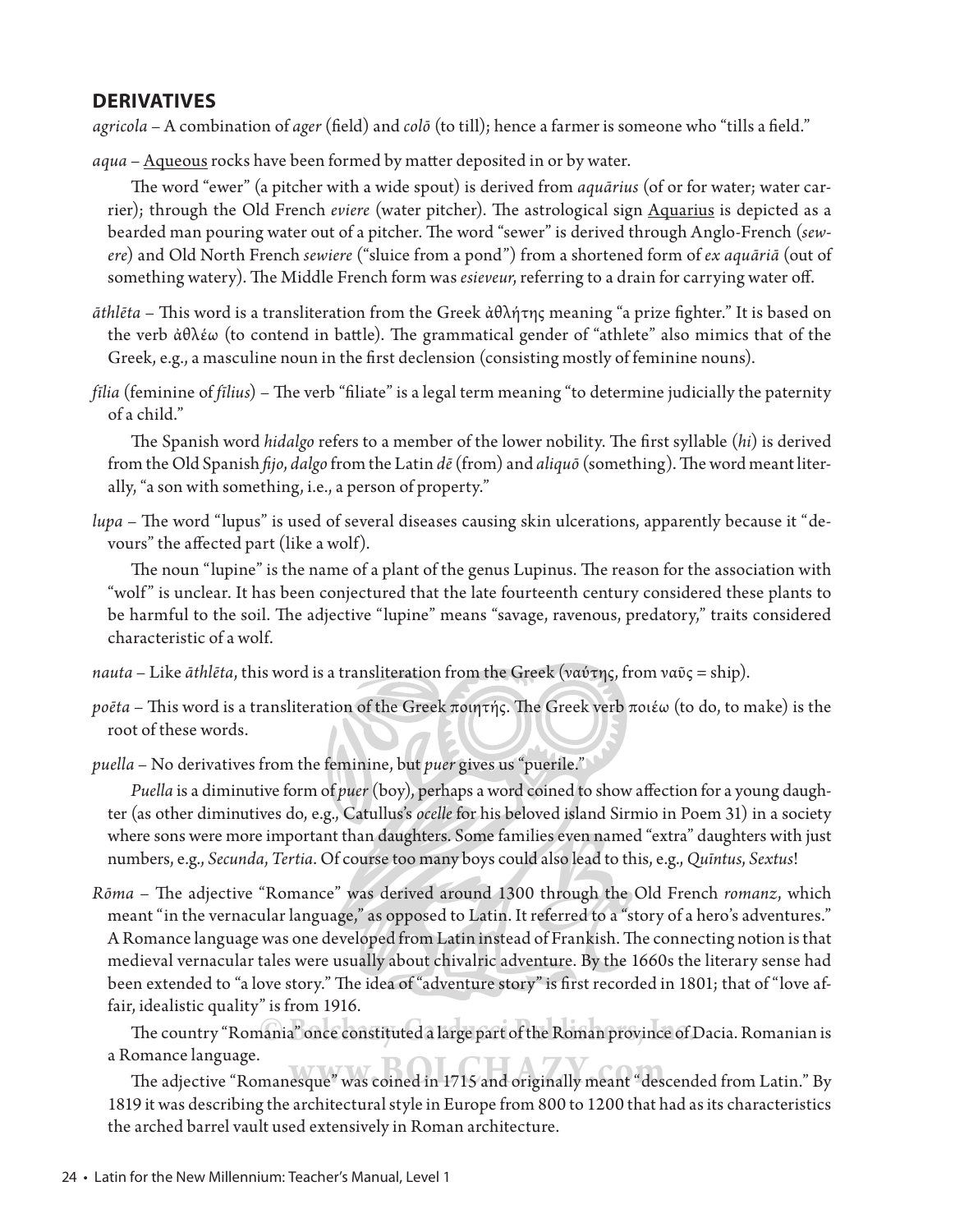## DERIVATIVES

*agricola* – A combination of *ager* (field) and *colō* (to till); hence a farmer is someone who "tills a field."

*aqua* – Aqueous rocks have been formed by matter deposited in or by water.

The word "ewer" (a pitcher with a wide spout) is derived from *aquārius* (of or for water; water carrier); through the Old French *eviere* (water pitcher). The astrological sign Aquarius is depicted as a bearded man pouring water out of a pitcher. The word "sewer" is derived through Anglo-French (*sewere*) and Old North French *sewiere* ("sluice from a pond") from a shortened form of *ex aquāriā* (out of something watery). The Middle French form was *esieveur*, referring to a drain for carrying water off.

*āthlēta* – This word is a transliteration from the Greek ἀθλήτης meaning "a prize fighter." It is based on the verb ἀθλέω (to contend in battle). The grammatical gender of "athlete" also mimics that of the Greek, e.g., a masculine noun in the first declension (consisting mostly of feminine nouns).

*fīlia* (feminine of *fīlius*) – The verb "filiate" is a legal term meaning "to determine judicially the paternity of a child."

The Spanish word *hidalgo* refers to a member of the lower nobility. The first syllable (*hi*) is derived from the Old Spanish *fijo*, *dalgo* from the Latin *dē* (from) and *aliquō* (something). The word meant literally, "a son with something, i.e., a person of property."

*lupa* – The word "lupus" is used of several diseases causing skin ulcerations, apparently because it "devours" the affected part (like a wolf).

The noun "lupine" is the name of a plant of the genus Lupinus. The reason for the association with "wolf" is unclear. It has been conjectured that the late fourteenth century considered these plants to be harmful to the soil. The adjective "lupine" means "savage, ravenous, predatory," traits considered characteristic of a wolf.

*nauta* – Like *āthlēta*, this word is a transliteration from the Greek (ναύτης, from ναῦς = ship).

*poēta* – This word is a transliteration of the Greek ποιητής. The Greek verb ποιέω (to do, to make) is the root of these words.

*puella* – No derivatives from the feminine, but *puer* gives us "puerile."

*Puella* is a diminutive form of *puer* (boy), perhaps a word coined to show affection for a young daughter (as other diminutives do, e.g., Catullus's *ocelle* for his beloved island Sirmio in Poem 31) in a society where sons were more important than daughters. Some families even named "extra" daughters with just numbers, e.g., *Secunda*, *Tertia*. Of course too many boys could also lead to this, e.g., *Quīntus*, *Sextus*!

*Rōma* – The adjective "Romance" was derived around 1300 through the Old French *romanz*, which meant "in the vernacular language," as opposed to Latin. It referred to a "story of a hero's adventures." A Romance language was one developed from Latin instead of Frankish. The connecting notion is that medieval vernacular tales were usually about chivalric adventure. By the 1660s the literary sense had been extended to "a love story." The idea of "adventure story" is first recorded in 1801; that of "love affair, idealistic quality" is from 1916.

The country "Romania" once constituted a large part of the Roman province of Dacia. Romanian is a Romance language.

The adjective "Romanesque" was coined in 1715 and originally meant "descended from Latin." By 1819 it was describing the architectural style in Europe from 800 to 1200 that had as its characteristics the arched barrel vault used extensively in Roman architecture.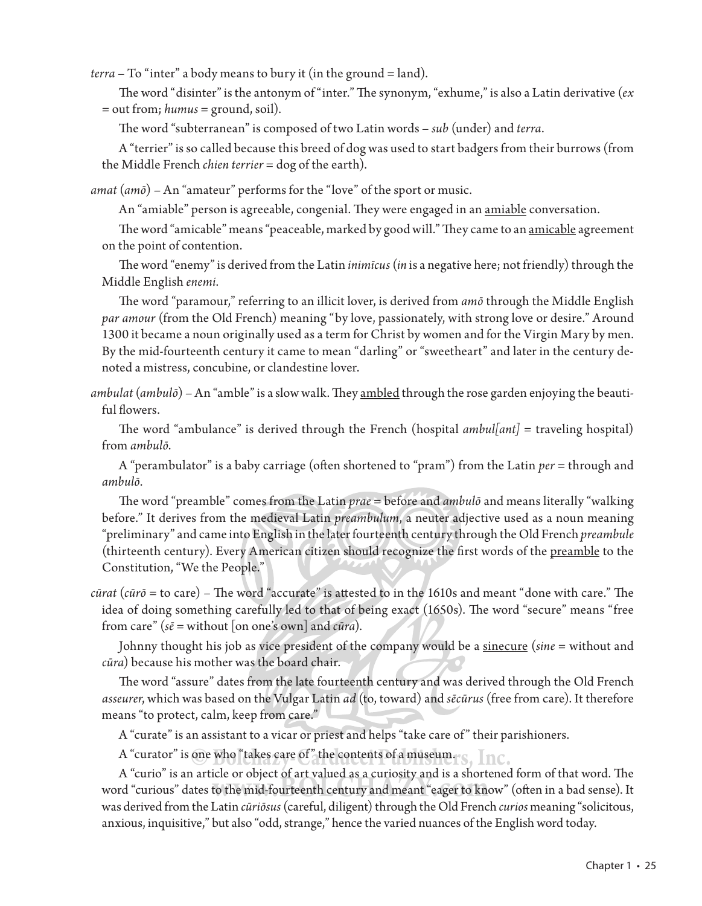*terra* – To "inter" a body means to bury it (in the ground = land).

The word "disinter" is the antonym of "inter." The synonym, "exhume," is also a Latin derivative (*ex* = out from; *humus* = ground, soil).

The word "subterranean" is composed of two Latin words – *sub* (under) and *terra*.

A "terrier" is so called because this breed of dog was used to start badgers from their burrows (from the Middle French *chien terrier* = dog of the earth).

*amat* (*amō*) – An "amateur" performs for the "love" of the sport or music.

An "amiable" person is agreeable, congenial. They were engaged in an <u>amiable</u> conversation.

The word "amicable" means "peaceable, marked by good will." They came to an <u>amicable</u> agreement on the point of contention.

The word "enemy" is derived from the Latin *inimīcus* (*in* is a negative here; not friendly) through the Middle English *enemi*.

The word "paramour," referring to an illicit lover, is derived from *amō* through the Middle English *par amour* (from the Old French) meaning "by love, passionately, with strong love or desire." Around 1300 it became a noun originally used as a term for Christ by women and for the Virgin Mary by men. By the mid-fourteenth century it came to mean "darling" or "sweetheart" and later in the century denoted a mistress, concubine, or clandestine lover.

*ambulat* (*ambulō*) – An "amble" is a slow walk. They <u>ambled</u> through the rose garden enjoying the beautiful flowers.

The word "ambulance" is derived through the French (hospital *ambul[ant]* = traveling hospital) from *ambulō*.

A "perambulator" is a baby carriage (often shortened to "pram") from the Latin *per* = through and *ambulō*.

The word "preamble" comes from the Latin *prae* = before and *ambulō* and means literally "walking before." It derives from the medieval Latin *preambulum,* a neuter adjective used as a noun meaning "preliminary" and came into English in the later fourteenth century through the Old French *preambule* (thirteenth century). Every American citizen should recognize the first words of the <u>preamble</u> to the Constitution, "We the People."

*cūrat* (*cūrō* = to care) – The word "accurate" is attested to in the 1610s and meant "done with care." The idea of doing something carefully led to that of being exact (1650s). The word "secure" means "free from care" (*sē* = without [on one's own] and *cūra*).

Johnny thought his job as vice president of the company would be a <u>sinecure</u> (*sine* = without and *cūra*) because his mother was the board chair.

The word "assure" dates from the late fourteenth century and was derived through the Old French *asseurer,* which was based on the Vulgar Latin *ad* (to, toward) and *sēcūrus* (free from care). It therefore means "to protect, calm, keep from care."

A "curate" is an assistant to a vicar or priest and helps "take care of" their parishioners.

A "curator" is one who "takes care of" the contents of a museum.

A "curio" is an article or object of art valued as a curiosity and is a shortened form of that word. The word "curious" dates to the mid-fourteenth century and meant "eager to know" (often in a bad sense). It was derived from the Latin *cūriōsus* (careful, diligent) through the Old French *curios* meaning "solicitous, anxious, inquisitive," but also "odd, strange," hence the varied nuances of the English word today.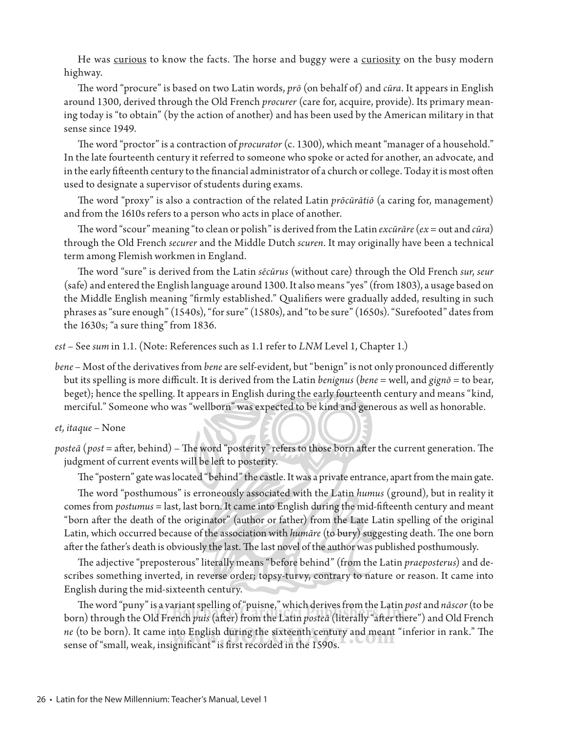He was <u>curious</u> to know the facts. The horse and buggy were a <u>curiosity</u> on the busy modern highway.

The word "procure" is based on two Latin words, *prō* (on behalf of) and *cūra*. It appears in English around 1300, derived through the Old French *procurer* (care for, acquire, provide). Its primary meaning today is "to obtain" (by the action of another) and has been used by the American military in that sense since 1949.

The word "proctor" is a contraction of *procurator* (c. 1300), which meant "manager of a household." In the late fourteenth century it referred to someone who spoke or acted for another, an advocate, and in the early fifteenth century to the financial administrator of a church or college. Today it is most often used to designate a supervisor of students during exams.

The word "proxy" is also a contraction of the related Latin *prōcūrātiō* (a caring for, management) and from the 1610s refers to a person who acts in place of another.

The word "scour" meaning "to clean or polish" is derived from the Latin *excūrāre* (*ex* = out and *cūra*) through the Old French *securer* and the Middle Dutch *scuren*. It may originally have been a technical term among Flemish workmen in England.

The word "sure" is derived from the Latin *sēcūrus* (without care) through the Old French *sur*, *seur* (safe) and entered the English language around 1300. It also means "yes" (from 1803), a usage based on the Middle English meaning "firmly established." Qualifiers were gradually added, resulting in such phrases as "sure enough" (1540s), "for sure" (1580s), and "to be sure" (1650s). "Surefooted" dates from the 1630s; "a sure thing" from 1836.

*est* – See *sum* in 1.1. (Note: References such as 1.1 refer to *LNM* Level 1, Chapter 1.)

*bene* – Most of the derivatives from *bene* are self-evident, but "benign" is not only pronounced differently but its spelling is more difficult. It is derived from the Latin *benignus* (*bene* = well, and *gignō* = to bear, beget); hence the spelling. It appears in English during the early fourteenth century and means "kind, merciful." Someone who was "wellborn" was expected to be kind and generous as well as honorable.

*et, itaque* – None

*posteā* (*post* = after, behind) – The word "posterity" refers to those born after the current generation. The judgment of current events will be left to posterity.

The "postern" gate was located "behind" the castle. It was a private entrance, apart from the main gate.

The word "posthumous" is erroneously associated with the Latin *humus* (ground), but in reality it comes from *postumus* = last, last born. It came into English during the mid-fifteenth century and meant "born after the death of the originator" (author or father) from the Late Latin spelling of the original Latin, which occurred because of the association with *humāre* (to bury) suggesting death. The one born after the father's death is obviously the last. The last novel of the author was published posthumously.

The adjective "preposterous" literally means "before behind" (from the Latin *praeposterus*) and describes something inverted, in reverse order; topsy-turvy, contrary to nature or reason. It came into English during the mid-sixteenth century.

The word "puny" is a variant spelling of "puisne," which derives from the Latin *post* and *nāscor* (to be born) through the Old French *puis* (after) from the Latin *posteā* (literally "after there") and Old French *ne* (to be born). It came into English during the sixteenth century and meant "inferior in rank." The sense of "small, weak, insignificant" is first recorded in the 1590s.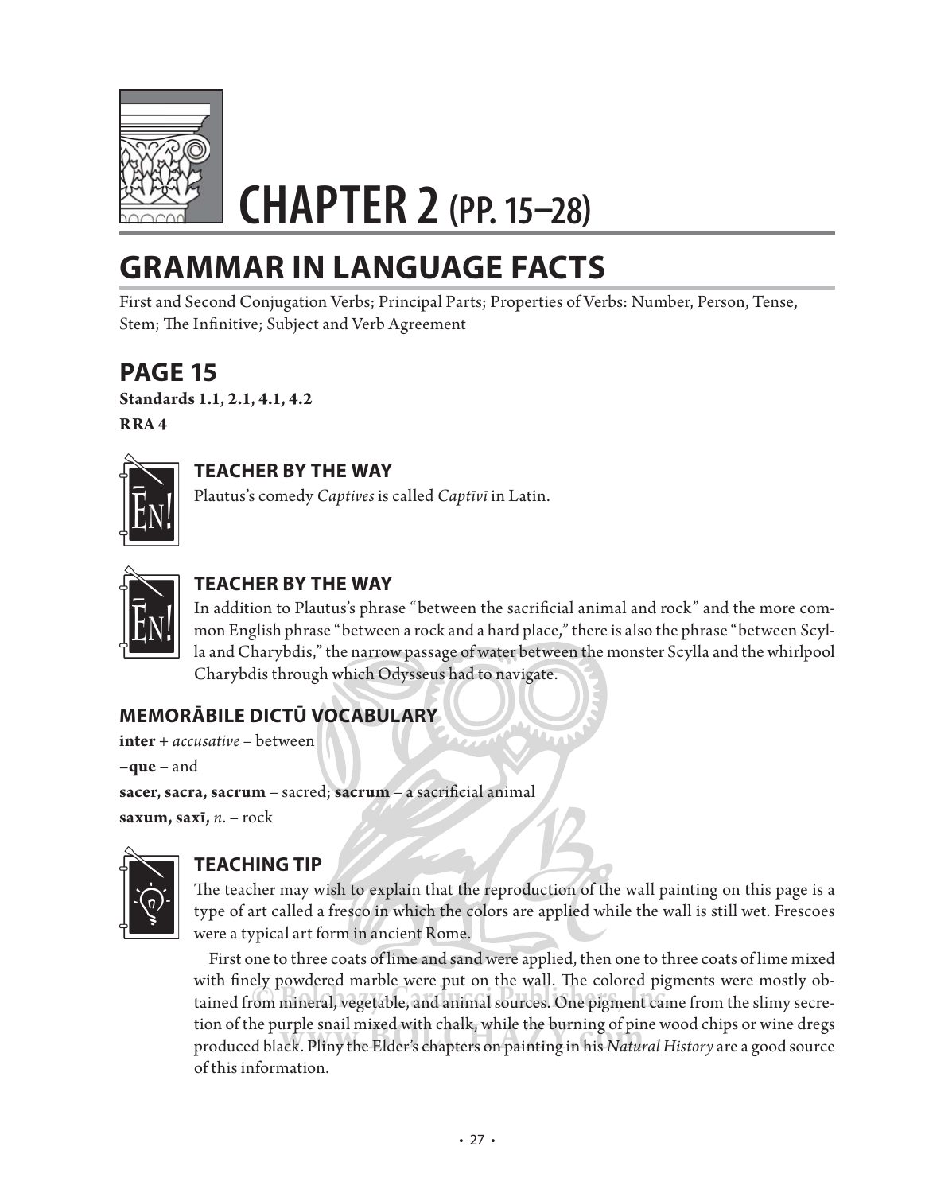# CHAPTER 2 (PP. 15–28)

## GRAMMAR IN LANGUAGE FACTS

First and Second Conjugation Verbs; Principal Parts; Properties of Verbs: Number, Person, Tense, Stem; The Infinitive; Subject and Verb Agreement

## PAGE 15

**Standards 1.1, 2.1, 4.1, 4.2**

**RRA 4**

### TEACHER BY THE WAY

Plautus's comedy *Captives* is called *Captīvī* in Latin.

### TEACHER BY THE WAY

In addition to Plautus's phrase "between the sacrificial animal and rock" and the more common English phrase "between a rock and a hard place," there is also the phrase "between Scylla and Charybdis," the narrow passage of water between the monster Scylla and the whirlpool Charybdis through which Odysseus had to navigate.

### MEMORĀBILE DICTŪ VOCABULARY

**inter** + *accusative* – between

**–que** – and

**sacer, sacra, sacrum** – sacred; **sacrum** – a sacrificial animal

**saxum, saxī,** *n.* – rock

### TEACHING TIP

The teacher may wish to explain that the reproduction of the wall painting on this page is a type of art called a fresco in which the colors are applied while the wall is still wet. Frescoes were a typical art form in ancient Rome.

First one to three coats of lime and sand were applied, then one to three coats of lime mixed with finely powdered marble were put on the wall. The colored pigments were mostly obtained from mineral, vegetable, and animal sources. One pigment came from the slimy secretion of the purple snail mixed with chalk, while the burning of pine wood chips or wine dregs produced black. Pliny the Elder's chapters on painting in his *Natural History* are a good source of this information.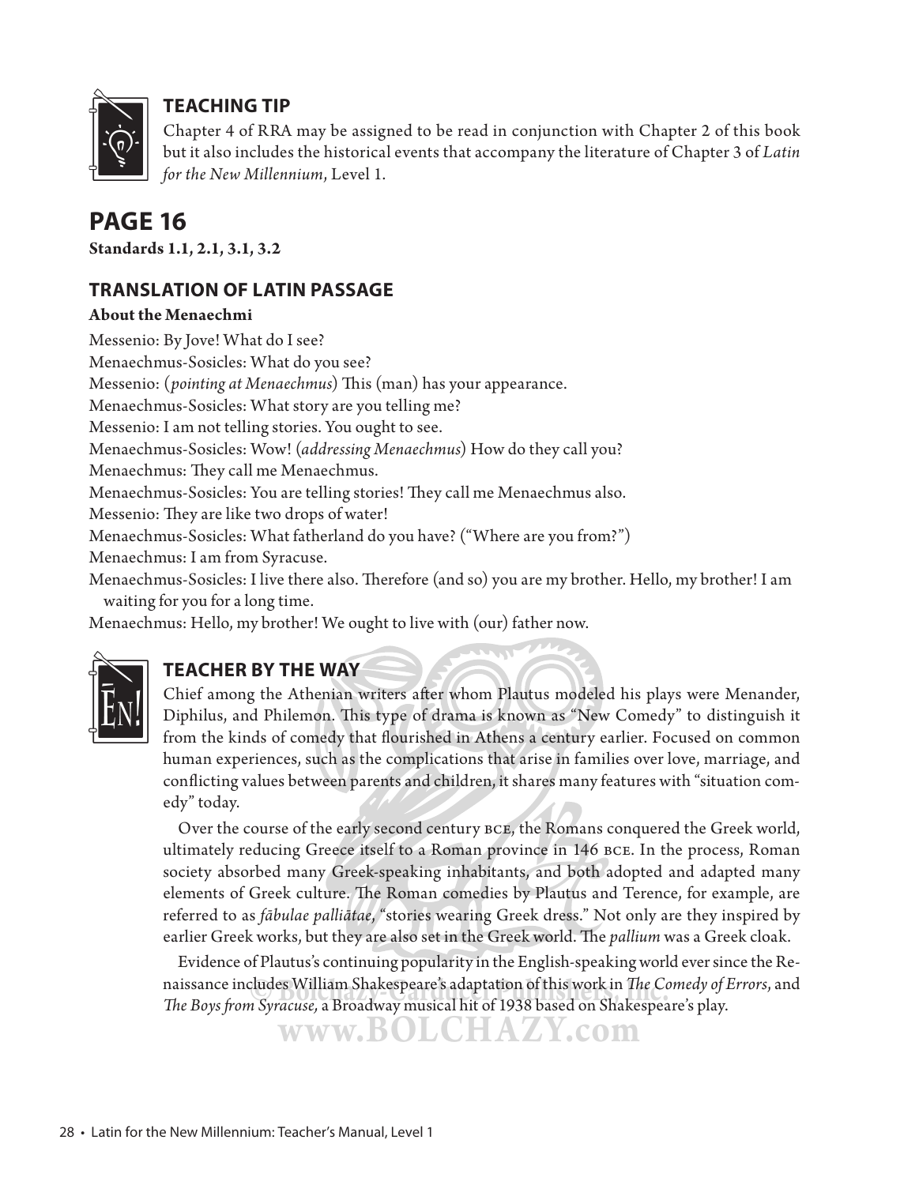### TEACHING TIP

Chapter 4 of RRA may be assigned to be read in conjunction with Chapter 2 of this book but it also includes the historical events that accompany the literature of Chapter 3 of *Latin for the New Millennium*, Level 1.

## PAGE 16

**Standards 1.1, 2.1, 3.1, 3.2**

### TRANSLATION OF LATIN PASSAGE

**About the Menaechmi**

Messenio: By Jove! What do I see?

Menaechmus-Sosicles: What do you see?

Messenio: (*pointing at Menaechmus*) This (man) has your appearance.

Menaechmus-Sosicles: What story are you telling me?

Messenio: I am not telling stories. You ought to see.

Menaechmus-Sosicles: Wow! (*addressing Menaechmus*) How do they call you?

Menaechmus: They call me Menaechmus.

Menaechmus-Sosicles: You are telling stories! They call me Menaechmus also.

Messenio: They are like two drops of water!

Menaechmus-Sosicles: What fatherland do you have? ("Where are you from?")

Menaechmus: I am from Syracuse.

Menaechmus-Sosicles: I live there also. Therefore (and so) you are my brother. Hello, my brother! I am waiting for you for a long time.

Menaechmus: Hello, my brother! We ought to live with (our) father now.

### TEACHER BY THE WAY

Chief among the Athenian writers after whom Plautus modeled his plays were Menander, Diphilus, and Philemon. This type of drama is known as "New Comedy" to distinguish it from the kinds of comedy that flourished in Athens a century earlier. Focused on common human experiences, such as the complications that arise in families over love, marriage, and conflicting values between parents and children, it shares many features with "situation comedy" today.

Over the course of the early second century BCE, the Romans conquered the Greek world, ultimately reducing Greece itself to a Roman province in 146 BCE. In the process, Roman society absorbed many Greek-speaking inhabitants, and both adopted and adapted many elements of Greek culture. The Roman comedies by Plautus and Terence, for example, are referred to as *fābulae palliātae*, "stories wearing Greek dress." Not only are they inspired by earlier Greek works, but they are also set in the Greek world. The *pallium* was a Greek cloak.

Evidence of Plautus's continuing popularity in the English-speaking world ever since the Renaissance includes William Shakespeare's adaptation of this work in *The Comedy of Errors*, and *The Boys from Syracuse,* a Broadway musical hit of 1938 based on Shakespeare's play.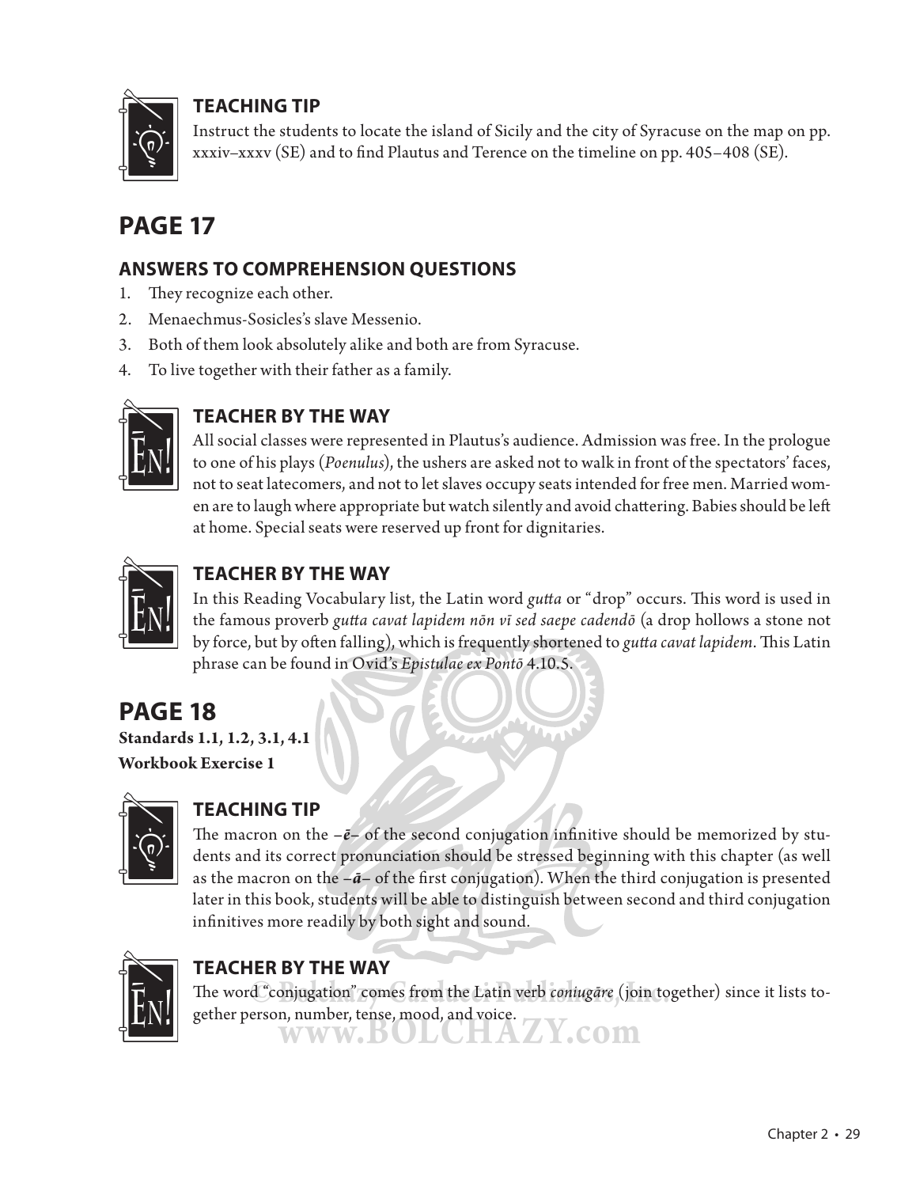### TEACHING TIP

Instruct the students to locate the island of Sicily and the city of Syracuse on the map on pp. xxxiv–xxxv (SE) and to find Plautus and Terence on the timeline on pp. 405–408 (SE).

## PAGE 17

### ANSWERS TO COMPREHENSION QUESTIONS

1. They recognize each other.
2. Menaechmus-Sosicles's slave Messenio.
3. Both of them look absolutely alike and both are from Syracuse.
4. To live together with their father as a family.

### TEACHER BY THE WAY

All social classes were represented in Plautus's audience. Admission was free. In the prologue to one of his plays (*Poenulus*), the ushers are asked not to walk in front of the spectators' faces, not to seat latecomers, and not to let slaves occupy seats intended for free men. Married women are to laugh where appropriate but watch silently and avoid chattering. Babies should be left at home. Special seats were reserved up front for dignitaries.

### TEACHER BY THE WAY

In this Reading Vocabulary list, the Latin word *gutta* or "drop" occurs. This word is used in the famous proverb *gutta cavat lapidem nōn vī sed saepe cadendō* (a drop hollows a stone not by force, but by often falling), which is frequently shortened to *gutta cavat lapidem*. This Latin phrase can be found in Ovid's *Epistulae ex Pontō* 4.10.5.

## PAGE 18

**Standards 1.1, 1.2, 3.1, 4.1**

**Workbook Exercise 1**

### TEACHING TIP

The macron on the *–ē–* of the second conjugation infinitive should be memorized by students and its correct pronunciation should be stressed beginning with this chapter (as well as the macron on the *–ā–* of the first conjugation). When the third conjugation is presented later in this book, students will be able to distinguish between second and third conjugation infinitives more readily by both sight and sound.

### TEACHER BY THE WAY

The word "conjugation" comes from the Latin verb *coniugāre* (join together) since it lists together person, number, tense, mood, and voice.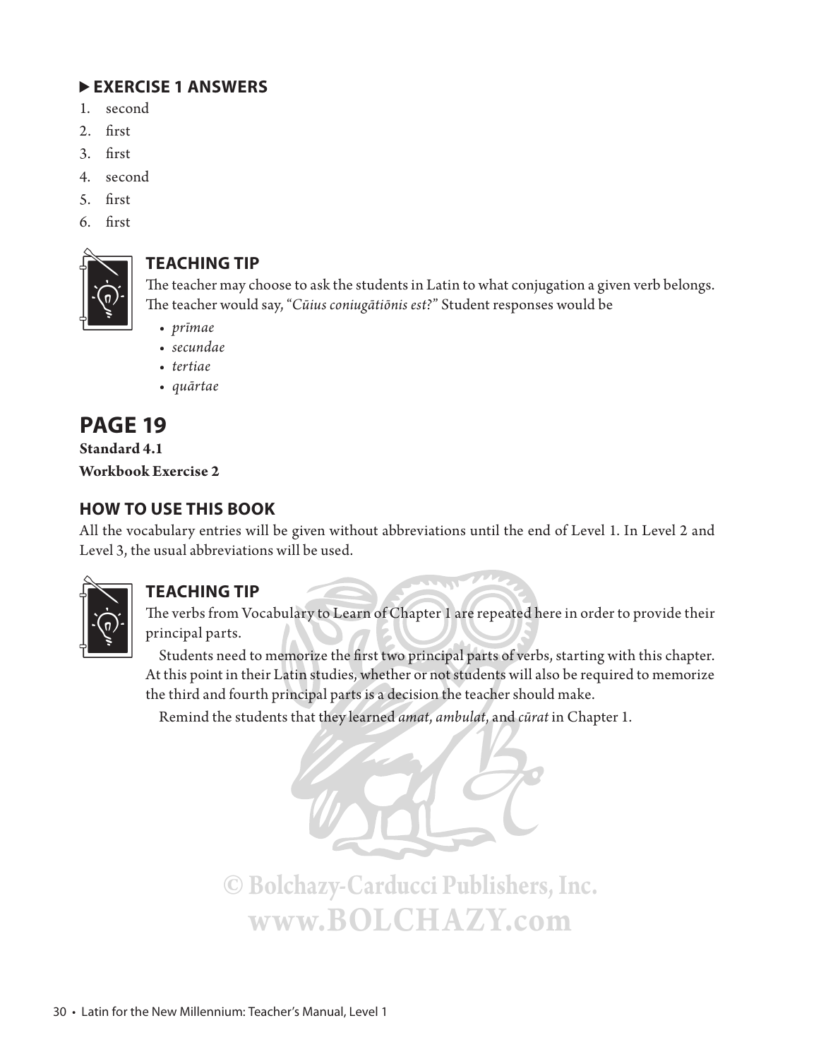### ▶ EXERCISE 1 ANSWERS

1. second
2. first
3. first
4. second
5. first
6. first

### TEACHING TIP

The teacher may choose to ask the students in Latin to what conjugation a given verb belongs. The teacher would say, "*Cūius coniugātiōnis est?*" Student responses would be

- *prīmae*
- *secundae*
- *tertiae*
- *quārtae*

## PAGE 19

**Standard 4.1**

**Workbook Exercise 2**

### HOW TO USE THIS BOOK

All the vocabulary entries will be given without abbreviations until the end of Level 1. In Level 2 and Level 3, the usual abbreviations will be used.

### TEACHING TIP

The verbs from Vocabulary to Learn of Chapter 1 are repeated here in order to provide their principal parts.

Students need to memorize the first two principal parts of verbs, starting with this chapter. At this point in their Latin studies, whether or not students will also be required to memorize the third and fourth principal parts is a decision the teacher should make.

Remind the students that they learned *amat*, *ambulat*, and *cūrat* in Chapter 1.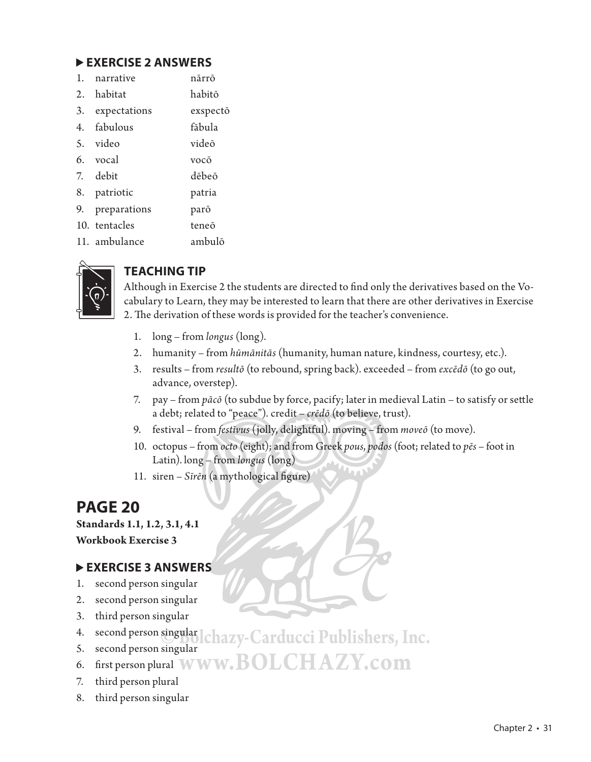### ▶ EXERCISE 2 ANSWERS

| | | |
|---|---|---|
| 1. | narrative | nārrō |
| 2. | habitat | habitō |
| 3. | expectations | exspectō |
| 4. | fabulous | fābula |
| 5. | video | videō |
| 6. | vocal | vocō |
| 7. | debit | dēbeō |
| 8. | patriotic | patria |
| 9. | preparations | parō |
| 10. | tentacles | teneō |
| 11. | ambulance | ambulō |

### TEACHING TIP

Although in Exercise 2 the students are directed to find only the derivatives based on the Vocabulary to Learn, they may be interested to learn that there are other derivatives in Exercise 2. The derivation of these words is provided for the teacher's convenience.

1. long – from *longus* (long).
2. humanity – from *hūmānitās* (humanity, human nature, kindness, courtesy, etc.).
3. results – from *resultō* (to rebound, spring back). exceeded – from *excēdō* (to go out, advance, overstep).
7. pay – from *pācō* (to subdue by force, pacify; later in medieval Latin – to satisfy or settle a debt; related to "peace"). credit – *crēdō* (to believe, trust).
9. festival – from *festīvus* (jolly, delightful). moving – from *moveō* (to move).
10. octopus – from *octo* (eight); and from Greek *pous, podos* (foot; related to *pēs* – foot in Latin). long – from *longus* (long)
11. siren – *Sīrēn* (a mythological figure)

## PAGE 20

**Standards 1.1, 1.2, 3.1, 4.1**
**Workbook Exercise 3**

### ▶ EXERCISE 3 ANSWERS

1. second person singular
2. second person singular
3. third person singular
4. second person singular
5. second person singular
6. first person plural
7. third person plural
8. third person singular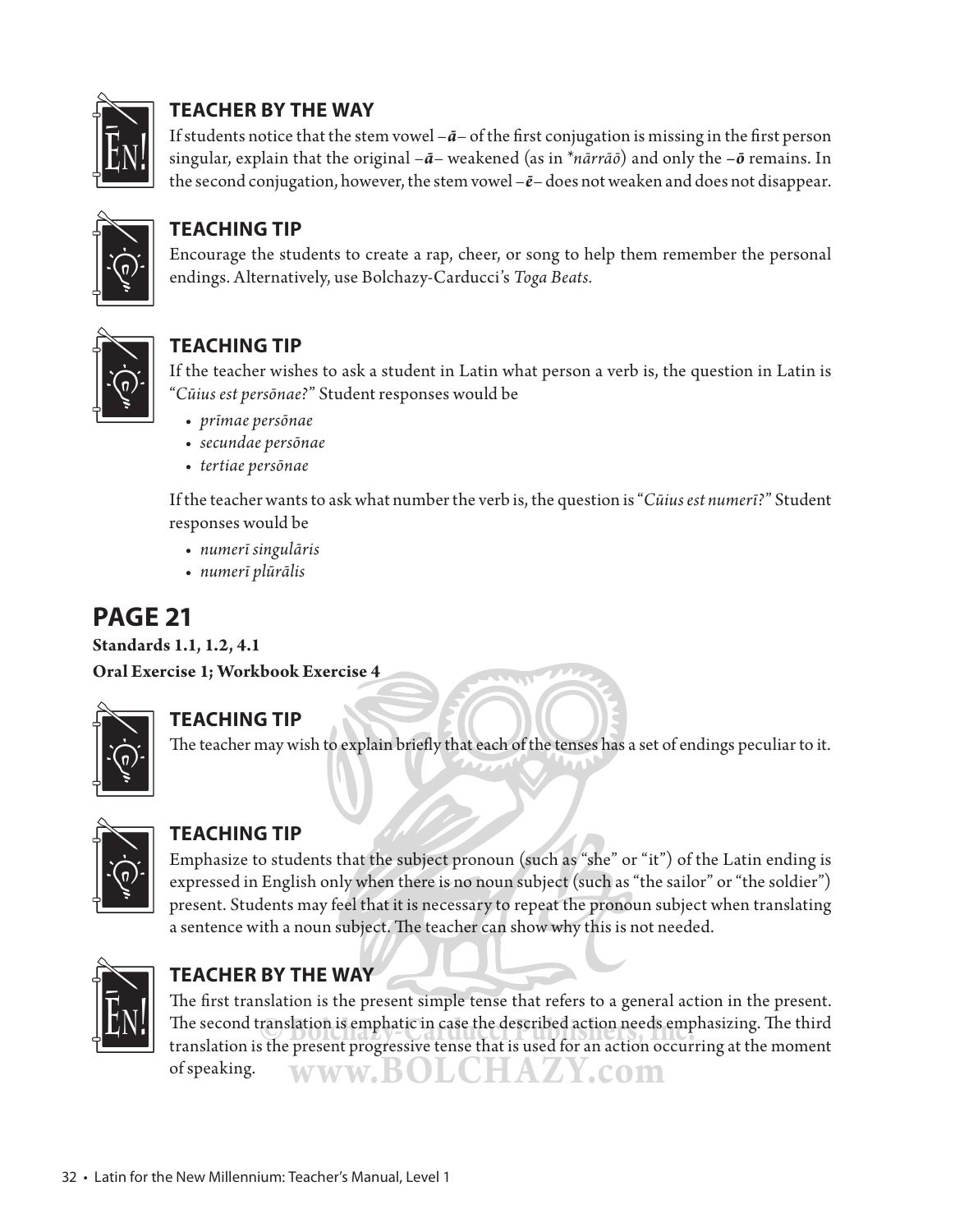### TEACHER BY THE WAY

If students notice that the stem vowel –***ā***– of the first conjugation is missing in the first person singular, explain that the original –***ā***– weakened (as in **nārrāō*) and only the –***ō*** remains. In the second conjugation, however, the stem vowel –***ē***– does not weaken and does not disappear.

### TEACHING TIP

Encourage the students to create a rap, cheer, or song to help them remember the personal endings. Alternatively, use Bolchazy-Carducci's *Toga Beats.*

### TEACHING TIP

If the teacher wishes to ask a student in Latin what person a verb is, the question in Latin is "*Cūius est persōnae*?" Student responses would be

- *prīmae persōnae*
- *secundae persōnae*
- *tertiae persōnae*

If the teacher wants to ask what number the verb is, the question is "*Cūius est numerī?*" Student responses would be

- *numerī singulāris*
- *numerī plūrālis*

## PAGE 21

**Standards 1.1, 1.2, 4.1**

**Oral Exercise 1; Workbook Exercise 4**

### TEACHING TIP

The teacher may wish to explain briefly that each of the tenses has a set of endings peculiar to it.

### TEACHING TIP

Emphasize to students that the subject pronoun (such as "she" or "it") of the Latin ending is expressed in English only when there is no noun subject (such as "the sailor" or "the soldier") present. Students may feel that it is necessary to repeat the pronoun subject when translating a sentence with a noun subject. The teacher can show why this is not needed.

### TEACHER BY THE WAY

The first translation is the present simple tense that refers to a general action in the present. The second translation is emphatic in case the described action needs emphasizing. The third translation is the present progressive tense that is used for an action occurring at the moment of speaking.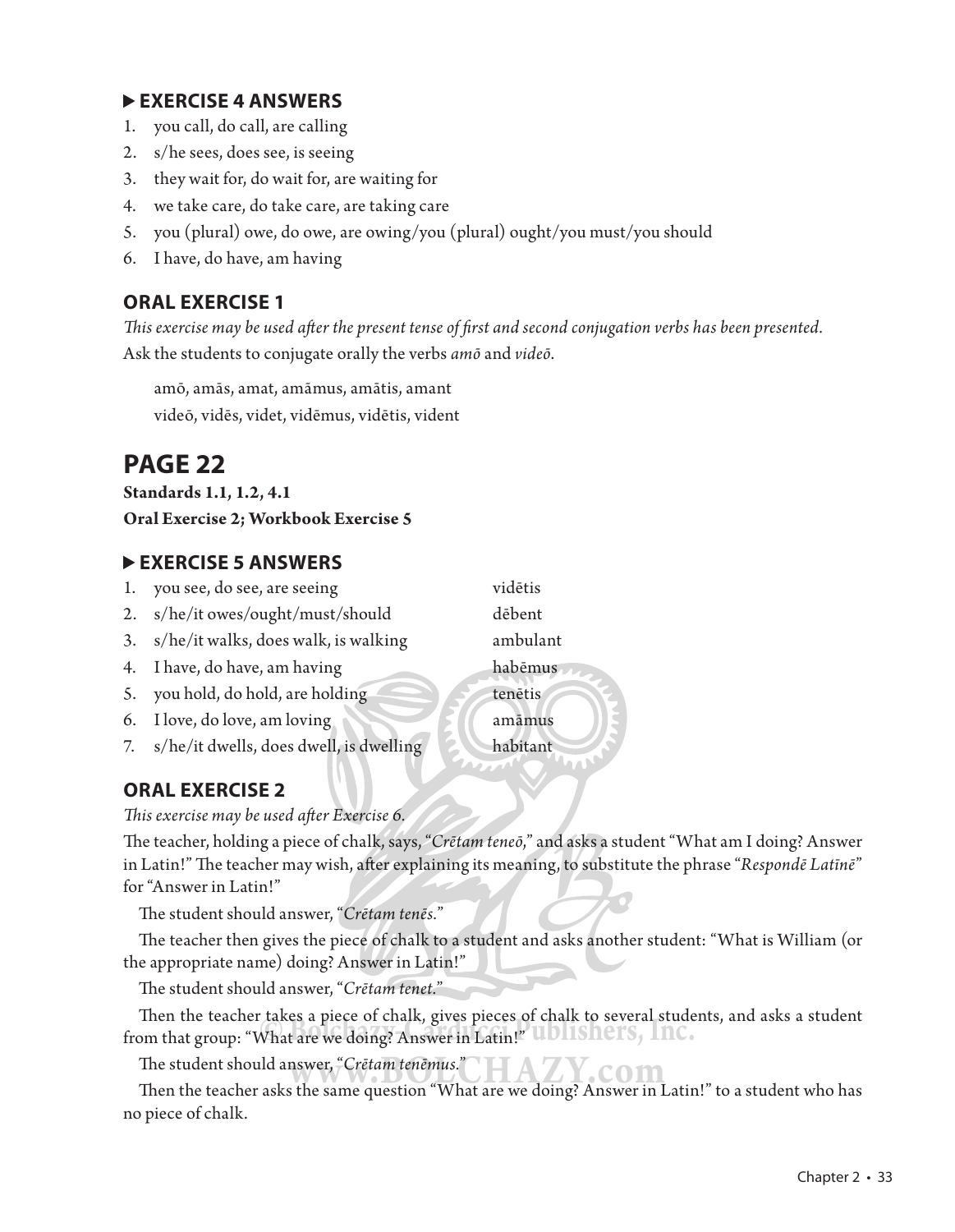### ▶ EXERCISE 4 ANSWERS

1. you call, do call, are calling
2. s/he sees, does see, is seeing
3. they wait for, do wait for, are waiting for
4. we take care, do take care, are taking care
5. you (plural) owe, do owe, are owing/you (plural) ought/you must/you should
6. I have, do have, am having

### ORAL EXERCISE 1

*This exercise may be used after the present tense of first and second conjugation verbs has been presented.*

Ask the students to conjugate orally the verbs *amō* and *videō*.

amō, amās, amat, amāmus, amātis, amant
videō, vidēs, videt, vidēmus, vidētis, vident

## PAGE 22

**Standards 1.1, 1.2, 4.1**
**Oral Exercise 2; Workbook Exercise 5**

### ▶ EXERCISE 5 ANSWERS

| | | |
|---|---|---|
| 1. | you see, do see, are seeing | vidētis |
| 2. | s/he/it owes/ought/must/should | dēbent |
| 3. | s/he/it walks, does walk, is walking | ambulant |
| 4. | I have, do have, am having | habēmus |
| 5. | you hold, do hold, are holding | tenētis |
| 6. | I love, do love, am loving | amāmus |
| 7. | s/he/it dwells, does dwell, is dwelling | habitant |

### ORAL EXERCISE 2

*This exercise may be used after Exercise 6.*

The teacher, holding a piece of chalk, says, "*Crētam teneō*," and asks a student "What am I doing? Answer in Latin!" The teacher may wish, after explaining its meaning, to substitute the phrase "*Respondē Latīnē*" for "Answer in Latin!"

The student should answer, "*Crētam tenēs.*"

The teacher then gives the piece of chalk to a student and asks another student: "What is William (or the appropriate name) doing? Answer in Latin!"

The student should answer, "*Crētam tenet.*"

Then the teacher takes a piece of chalk, gives pieces of chalk to several students, and asks a student from that group: "What are we doing? Answer in Latin!"

The student should answer, "*Crētam tenēmus.*"

Then the teacher asks the same question "What are we doing? Answer in Latin!" to a student who has no piece of chalk.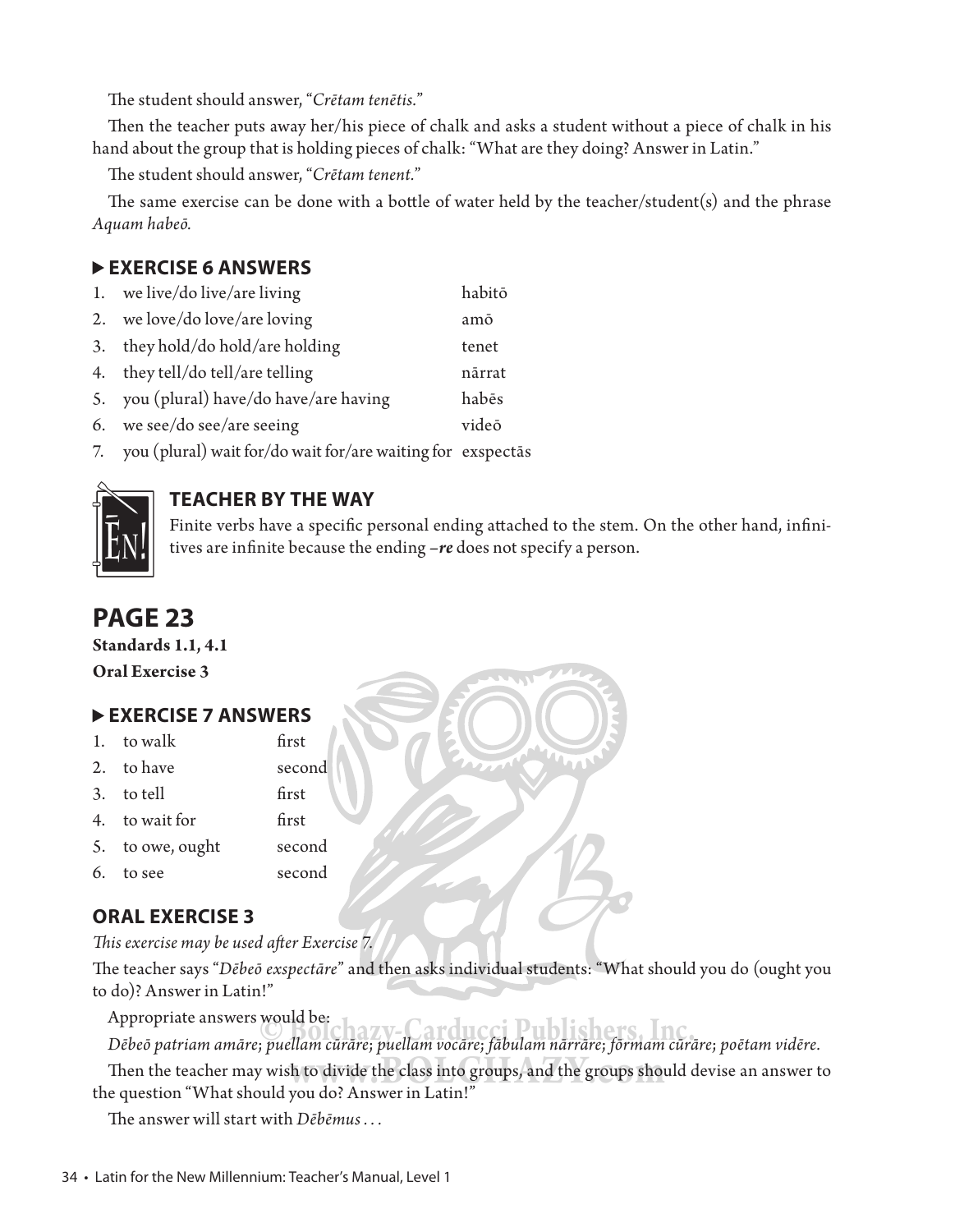The student should answer, "*Crētam tenētis.*"

Then the teacher puts away her/his piece of chalk and asks a student without a piece of chalk in his hand about the group that is holding pieces of chalk: "What are they doing? Answer in Latin."

The student should answer, "*Crētam tenent.*"

The same exercise can be done with a bottle of water held by the teacher/student(s) and the phrase *Aquam habeō.*

### ▶ EXERCISE 6 ANSWERS

| | | |
|---|---|---|
| 1. | we live/do live/are living | habitō |
| 2. | we love/do love/are loving | amō |
| 3. | they hold/do hold/are holding | tenet |
| 4. | they tell/do tell/are telling | nārrat |
| 5. | you (plural) have/do have/are having | habēs |
| 6. | we see/do see/are seeing | videō |
| 7. | you (plural) wait for/do wait for/are waiting for | exspectās |

### TEACHER BY THE WAY

Finite verbs have a specific personal ending attached to the stem. On the other hand, infinitives are infinite because the ending *–re* does not specify a person.

## PAGE 23

**Standards 1.1, 4.1**

**Oral Exercise 3**

### ▶ EXERCISE 7 ANSWERS

| | | |
|---|---|---|
| 1. | to walk | first |
| 2. | to have | second |
| 3. | to tell | first |
| 4. | to wait for | first |
| 5. | to owe, ought | second |
| 6. | to see | second |

### ORAL EXERCISE 3

*This exercise may be used after Exercise 7.*

The teacher says "*Dēbeō exspectāre*" and then asks individual students: "What should you do (ought you to do)? Answer in Latin!"

Appropriate answers would be:

*Dēbeō patriam amāre; puellam cūrāre; puellam vocāre; fābulam nārrāre; fōrmam cūrāre; poētam vidēre.*

Then the teacher may wish to divide the class into groups, and the groups should devise an answer to the question "What should you do? Answer in Latin!"

The answer will start with *Dēbēmus . . .*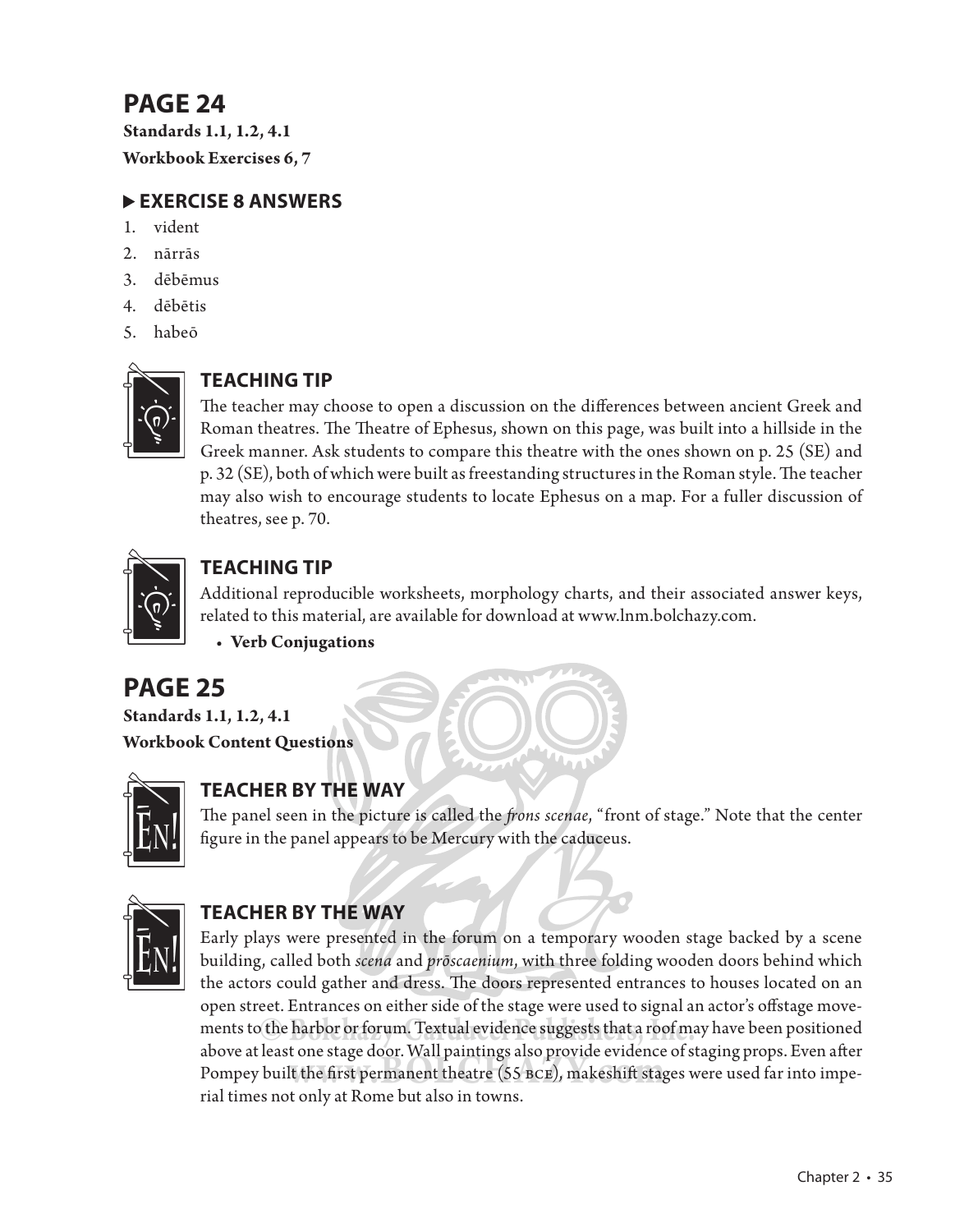## PAGE 24

**Standards 1.1, 1.2, 4.1**

**Workbook Exercises 6, 7**

### ▶ EXERCISE 8 ANSWERS

1. vident
2. nārrās
3. dēbēmus
4. dēbētis
5. habeō

### TEACHING TIP

The teacher may choose to open a discussion on the differences between ancient Greek and Roman theatres. The Theatre of Ephesus, shown on this page, was built into a hillside in the Greek manner. Ask students to compare this theatre with the ones shown on p. 25 (SE) and p. 32 (SE), both of which were built as freestanding structures in the Roman style. The teacher may also wish to encourage students to locate Ephesus on a map. For a fuller discussion of theatres, see p. 70.

### TEACHING TIP

Additional reproducible worksheets, morphology charts, and their associated answer keys, related to this material, are available for download at www.lnm.bolchazy.com.

- **Verb Conjugations**

## PAGE 25

**Standards 1.1, 1.2, 4.1**

**Workbook Content Questions**

### TEACHER BY THE WAY

The panel seen in the picture is called the *frons scenae*, "front of stage." Note that the center figure in the panel appears to be Mercury with the caduceus.

### TEACHER BY THE WAY

Early plays were presented in the forum on a temporary wooden stage backed by a scene building, called both *scena* and *prōscaenium*, with three folding wooden doors behind which the actors could gather and dress. The doors represented entrances to houses located on an open street. Entrances on either side of the stage were used to signal an actor's offstage movements to the harbor or forum. Textual evidence suggests that a roof may have been positioned above at least one stage door. Wall paintings also provide evidence of staging props. Even after Pompey built the first permanent theatre (55 BCE), makeshift stages were used far into imperial times not only at Rome but also in towns.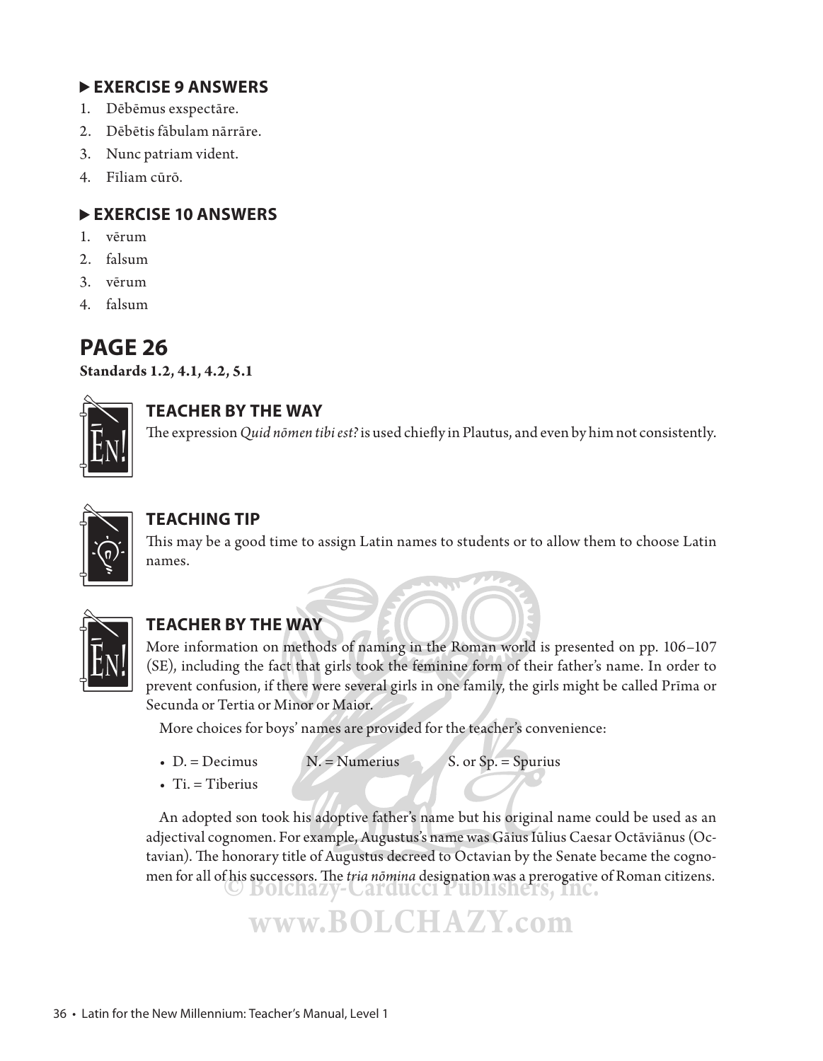### ▶ EXERCISE 9 ANSWERS

1. Dēbēmus exspectāre.
2. Dēbētis fābulam nārrāre.
3. Nunc patriam vident.
4. Fīliam cūrō.

### ▶ EXERCISE 10 ANSWERS

1. vērum
2. falsum
3. vērum
4. falsum

## PAGE 26

**Standards 1.2, 4.1, 4.2, 5.1**

### TEACHER BY THE WAY

The expression *Quid nōmen tibi est?* is used chiefly in Plautus, and even by him not consistently.

### TEACHING TIP

This may be a good time to assign Latin names to students or to allow them to choose Latin names.

### TEACHER BY THE WAY

More information on methods of naming in the Roman world is presented on pp. 106–107 (SE), including the fact that girls took the feminine form of their father's name. In order to prevent confusion, if there were several girls in one family, the girls might be called Prīma or Secunda or Tertia or Minor or Maior.

More choices for boys' names are provided for the teacher's convenience:

- D. = Decimus     N. = Numerius     S. or Sp. = Spurius
- Ti. = Tiberius

An adopted son took his adoptive father's name but his original name could be used as an adjectival cognomen. For example, Augustus's name was Gāius Iūlius Caesar Octāviānus (Octavian). The honorary title of Augustus decreed to Octavian by the Senate became the cognomen for all of his successors. The *tria nōmina* designation was a prerogative of Roman citizens.

© Bolchazy-Carducci Publishers, Inc.

www.BOLCHAZY.com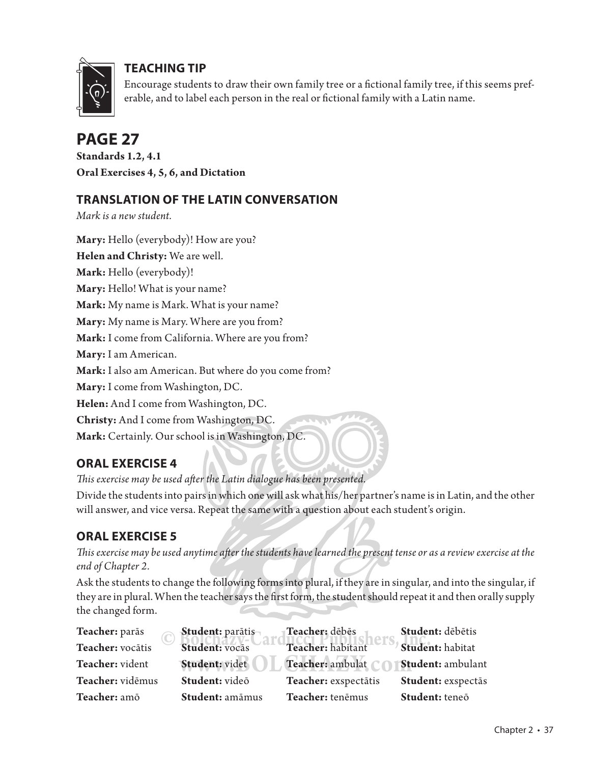### TEACHING TIP

Encourage students to draw their own family tree or a fictional family tree, if this seems preferable, and to label each person in the real or fictional family with a Latin name.

# PAGE 27

**Standards 1.2, 4.1**

**Oral Exercises 4, 5, 6, and Dictation**

## TRANSLATION OF THE LATIN CONVERSATION

*Mark is a new student.*

**Mary:** Hello (everybody)! How are you?

**Helen and Christy:** We are well.

**Mark:** Hello (everybody)!

**Mary:** Hello! What is your name?

**Mark:** My name is Mark. What is your name?

**Mary:** My name is Mary. Where are you from?

**Mark:** I come from California. Where are you from?

**Mary:** I am American.

**Mark:** I also am American. But where do you come from?

**Mary:** I come from Washington, DC.

**Helen:** And I come from Washington, DC.

**Christy:** And I come from Washington, DC.

**Mark:** Certainly. Our school is in Washington, DC.

## ORAL EXERCISE 4

*This exercise may be used after the Latin dialogue has been presented.*

Divide the students into pairs in which one will ask what his/her partner's name is in Latin, and the other will answer, and vice versa. Repeat the same with a question about each student's origin.

## ORAL EXERCISE 5

*This exercise may be used anytime after the students have learned the present tense or as a review exercise at the end of Chapter 2.*

Ask the students to change the following forms into plural, if they are in singular, and into the singular, if they are in plural. When the teacher says the first form, the student should repeat it and then orally supply the changed form.

| | | | |
|---|---|---|---|
| **Teacher:** parās | **Student:** parātis | **Teacher:** dēbēs | **Student:** dēbētis |
| **Teacher:** vocātis | **Student:** vocās | **Teacher:** habitant | **Student:** habitat |
| **Teacher:** vident | **Student:** videt | **Teacher:** ambulat | **Student:** ambulant |
| **Teacher:** vidēmus | **Student:** videō | **Teacher:** exspectātis | **Student:** exspectās |
| **Teacher:** amō | **Student:** amāmus | **Teacher:** tenēmus | **Student:** teneō |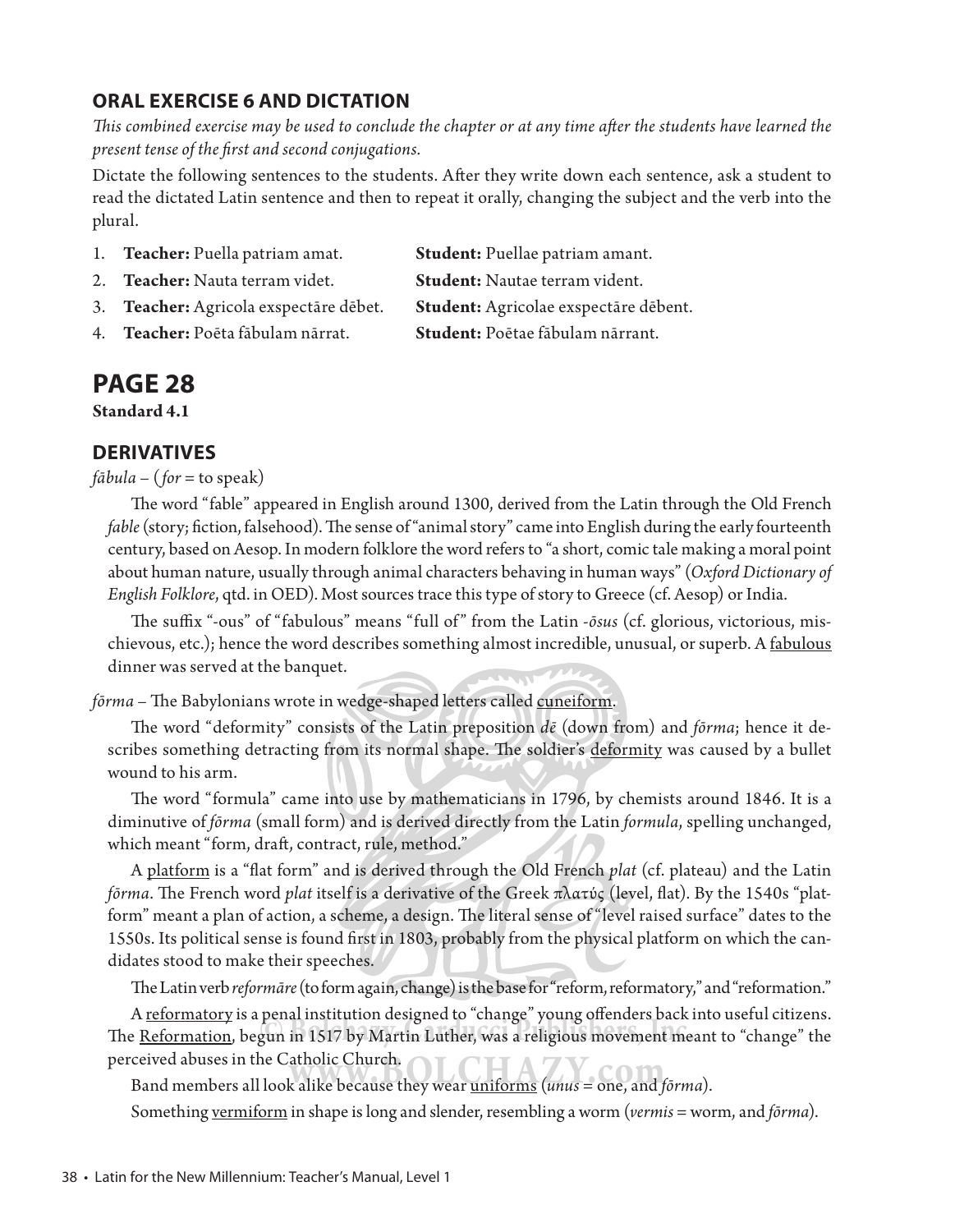## ORAL EXERCISE 6 AND DICTATION

*This combined exercise may be used to conclude the chapter or at any time after the students have learned the present tense of the first and second conjugations.*

Dictate the following sentences to the students. After they write down each sentence, ask a student to read the dictated Latin sentence and then to repeat it orally, changing the subject and the verb into the plural.

1. **Teacher:** Puella patriam amat. **Student:** Puellae patriam amant.
2. **Teacher:** Nauta terram videt. **Student:** Nautae terram vident.
3. **Teacher:** Agricola exspectāre dēbet. **Student:** Agricolae exspectāre dēbent.
4. **Teacher:** Poēta fābulam nārrat. **Student:** Poētae fābulam nārrant.

# PAGE 28

**Standard 4.1**

## DERIVATIVES

*fābula* – (*for* = to speak)

The word "fable" appeared in English around 1300, derived from the Latin through the Old French *fable* (story; fiction, falsehood). The sense of "animal story" came into English during the early fourteenth century, based on Aesop. In modern folklore the word refers to "a short, comic tale making a moral point about human nature, usually through animal characters behaving in human ways" (*Oxford Dictionary of English Folklore*, qtd. in OED). Most sources trace this type of story to Greece (cf. Aesop) or India.

The suffix "-ous" of "fabulous" means "full of" from the Latin *-ōsus* (cf. glorious, victorious, mischievous, etc.); hence the word describes something almost incredible, unusual, or superb. A fabulous dinner was served at the banquet.

*fōrma* – The Babylonians wrote in wedge-shaped letters called cuneiform.

The word "deformity" consists of the Latin preposition *dē* (down from) and *fōrma*; hence it describes something detracting from its normal shape. The soldier's deformity was caused by a bullet wound to his arm.

The word "formula" came into use by mathematicians in 1796, by chemists around 1846. It is a diminutive of *fōrma* (small form) and is derived directly from the Latin *formula*, spelling unchanged, which meant "form, draft, contract, rule, method."

A platform is a "flat form" and is derived through the Old French *plat* (cf. plateau) and the Latin *fōrma*. The French word *plat* itself is a derivative of the Greek πλατύς (level, flat). By the 1540s "platform" meant a plan of action, a scheme, a design. The literal sense of "level raised surface" dates to the 1550s. Its political sense is found first in 1803, probably from the physical platform on which the candidates stood to make their speeches.

The Latin verb *reformāre* (to form again, change) is the base for "reform, reformatory," and "reformation."

A reformatory is a penal institution designed to "change" young offenders back into useful citizens. The Reformation, begun in 1517 by Martin Luther, was a religious movement meant to "change" the perceived abuses in the Catholic Church.

Band members all look alike because they wear uniforms (*unus* = one, and *fōrma*).

Something vermiform in shape is long and slender, resembling a worm (*vermis* = worm, and *fōrma*).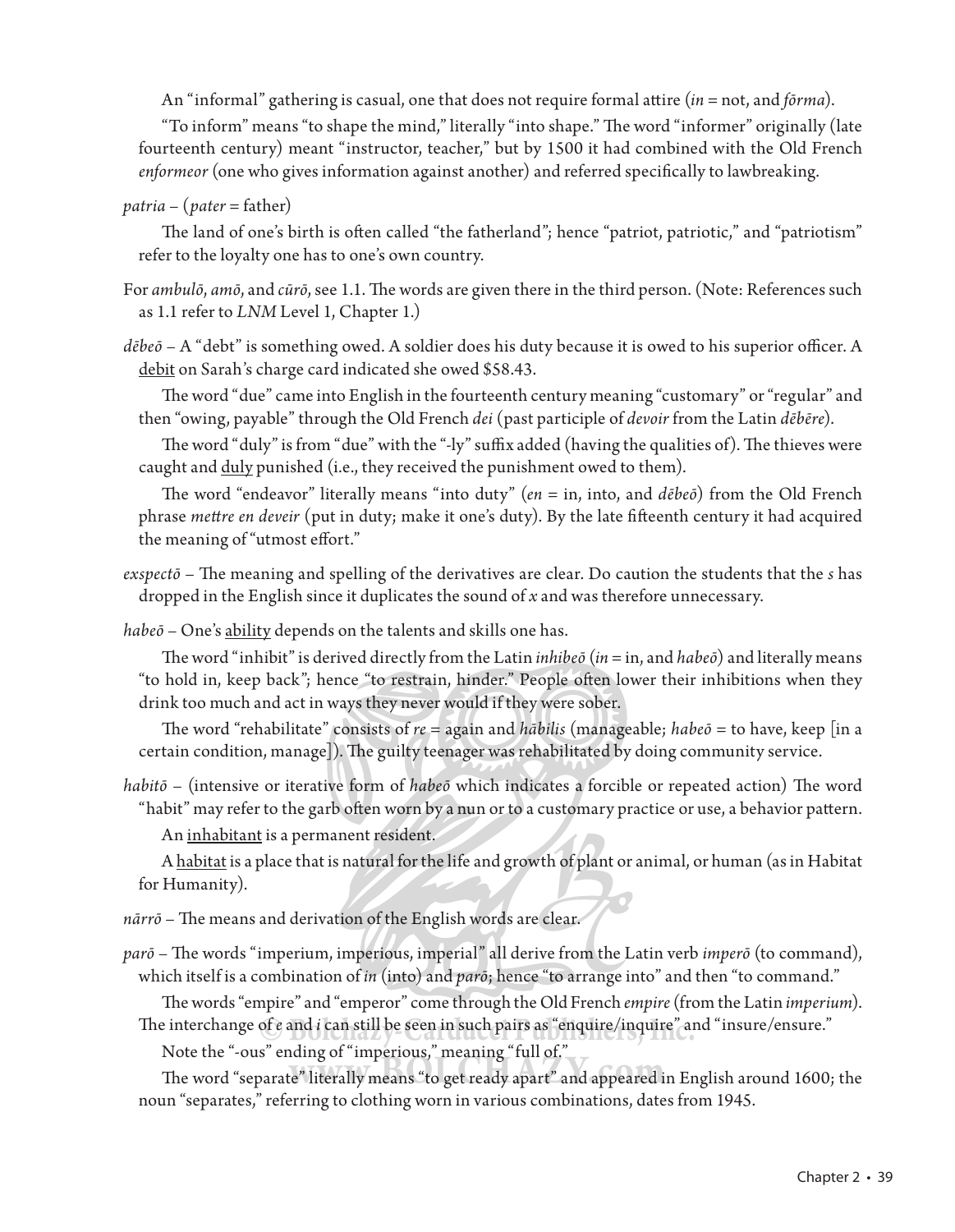An "informal" gathering is casual, one that does not require formal attire (*in* = not, and *fōrma*).

"To inform" means "to shape the mind," literally "into shape." The word "informer" originally (late fourteenth century) meant "instructor, teacher," but by 1500 it had combined with the Old French *enformeor* (one who gives information against another) and referred specifically to lawbreaking.

*patria* – (*pater* = father)

The land of one's birth is often called "the fatherland"; hence "patriot, patriotic," and "patriotism" refer to the loyalty one has to one's own country.

For *ambulō*, *amō*, and *cūrō*, see 1.1. The words are given there in the third person. (Note: References such as 1.1 refer to *LNM* Level 1, Chapter 1.)

*dēbeō* – A "debt" is something owed. A soldier does his duty because it is owed to his superior officer. A <u>debit</u> on Sarah's charge card indicated she owed $58.43.

The word "due" came into English in the fourteenth century meaning "customary" or "regular" and then "owing, payable" through the Old French *dei* (past participle of *devoir* from the Latin *dēbēre*).

The word "duly" is from "due" with the "-ly" suffix added (having the qualities of). The thieves were caught and <u>duly</u> punished (i.e., they received the punishment owed to them).

The word "endeavor" literally means "into duty" (*en* = in, into, and *dēbeō*) from the Old French phrase *mettre en deveir* (put in duty; make it one's duty). By the late fifteenth century it had acquired the meaning of "utmost effort."

*exspectō* – The meaning and spelling of the derivatives are clear. Do caution the students that the *s* has dropped in the English since it duplicates the sound of *x* and was therefore unnecessary.

*habeō* – One's <u>ability</u> depends on the talents and skills one has.

The word "inhibit" is derived directly from the Latin *inhibeō* (*in* = in, and *habeō*) and literally means "to hold in, keep back"; hence "to restrain, hinder." People often lower their inhibitions when they drink too much and act in ways they never would if they were sober.

The word "rehabilitate" consists of *re* = again and *hābilis* (manageable; *habeō* = to have, keep [in a certain condition, manage]). The guilty teenager was rehabilitated by doing community service.

*habitō* – (intensive or iterative form of *habeō* which indicates a forcible or repeated action) The word "habit" may refer to the garb often worn by a nun or to a customary practice or use, a behavior pattern.

An <u>inhabitant</u> is a permanent resident.

A <u>habitat</u> is a place that is natural for the life and growth of plant or animal, or human (as in Habitat for Humanity).

*nārrō* – The means and derivation of the English words are clear.

*parō* – The words "imperium, imperious, imperial" all derive from the Latin verb *imperō* (to command), which itself is a combination of *in* (into) and *parō*; hence "to arrange into" and then "to command."

The words "empire" and "emperor" come through the Old French *empire* (from the Latin *imperium*). The interchange of *e* and *i* can still be seen in such pairs as "enquire/inquire" and "insure/ensure."

Note the "-ous" ending of "imperious," meaning "full of."

The word "separate" literally means "to get ready apart" and appeared in English around 1600; the noun "separates," referring to clothing worn in various combinations, dates from 1945.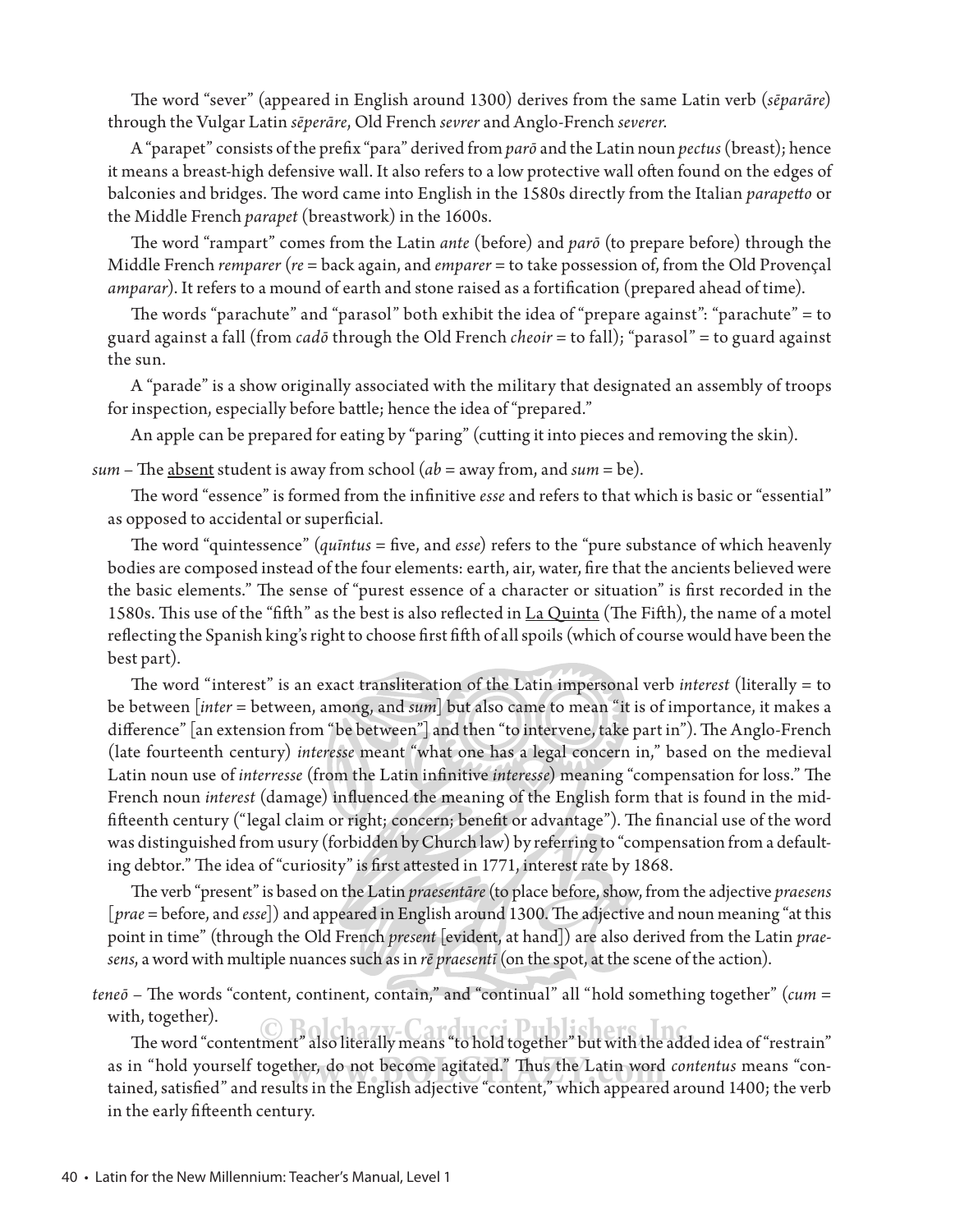The word "sever" (appeared in English around 1300) derives from the same Latin verb (*sēparāre*) through the Vulgar Latin *sēperāre*, Old French *sevrer* and Anglo-French *severer*.

A "parapet" consists of the prefix "para" derived from *parō* and the Latin noun *pectus* (breast); hence it means a breast-high defensive wall. It also refers to a low protective wall often found on the edges of balconies and bridges. The word came into English in the 1580s directly from the Italian *parapetto* or the Middle French *parapet* (breastwork) in the 1600s.

The word "rampart" comes from the Latin *ante* (before) and *parō* (to prepare before) through the Middle French *remparer* (*re* = back again, and *emparer* = to take possession of, from the Old Provençal *amparar*). It refers to a mound of earth and stone raised as a fortification (prepared ahead of time).

The words "parachute" and "parasol" both exhibit the idea of "prepare against": "parachute" = to guard against a fall (from *cadō* through the Old French *cheoir* = to fall); "parasol" = to guard against the sun.

A "parade" is a show originally associated with the military that designated an assembly of troops for inspection, especially before battle; hence the idea of "prepared."

An apple can be prepared for eating by "paring" (cutting it into pieces and removing the skin).

*sum* – The <u>absent</u> student is away from school (*ab* = away from, and *sum* = be).

The word "essence" is formed from the infinitive *esse* and refers to that which is basic or "essential" as opposed to accidental or superficial.

The word "quintessence" (*quīntus* = five, and *esse*) refers to the "pure substance of which heavenly bodies are composed instead of the four elements: earth, air, water, fire that the ancients believed were the basic elements." The sense of "purest essence of a character or situation" is first recorded in the 1580s. This use of the "fifth" as the best is also reflected in <u>La Quinta</u> (The Fifth), the name of a motel reflecting the Spanish king's right to choose first fifth of all spoils (which of course would have been the best part).

The word "interest" is an exact transliteration of the Latin impersonal verb *interest* (literally = to be between [*inter* = between, among, and *sum*] but also came to mean "it is of importance, it makes a difference" [an extension from "be between"] and then "to intervene, take part in"). The Anglo-French (late fourteenth century) *interesse* meant "what one has a legal concern in," based on the medieval Latin noun use of *interresse* (from the Latin infinitive *interesse*) meaning "compensation for loss." The French noun *interest* (damage) influenced the meaning of the English form that is found in the mid-fifteenth century ("legal claim or right; concern; benefit or advantage"). The financial use of the word was distinguished from usury (forbidden by Church law) by referring to "compensation from a defaulting debtor." The idea of "curiosity" is first attested in 1771, interest rate by 1868.

The verb "present" is based on the Latin *praesentāre* (to place before, show, from the adjective *praesens* [*prae* = before, and *esse*]) and appeared in English around 1300. The adjective and noun meaning "at this point in time" (through the Old French *present* [evident, at hand]) are also derived from the Latin *praesens*, a word with multiple nuances such as in *rē praesentī* (on the spot, at the scene of the action).

*teneō* – The words "content, continent, contain," and "continual" all "hold something together" (*cum* = with, together).

The word "contentment" also literally means "to hold together" but with the added idea of "restrain" as in "hold yourself together, do not become agitated." Thus the Latin word *contentus* means "contained, satisfied" and results in the English adjective "content," which appeared around 1400; the verb in the early fifteenth century.